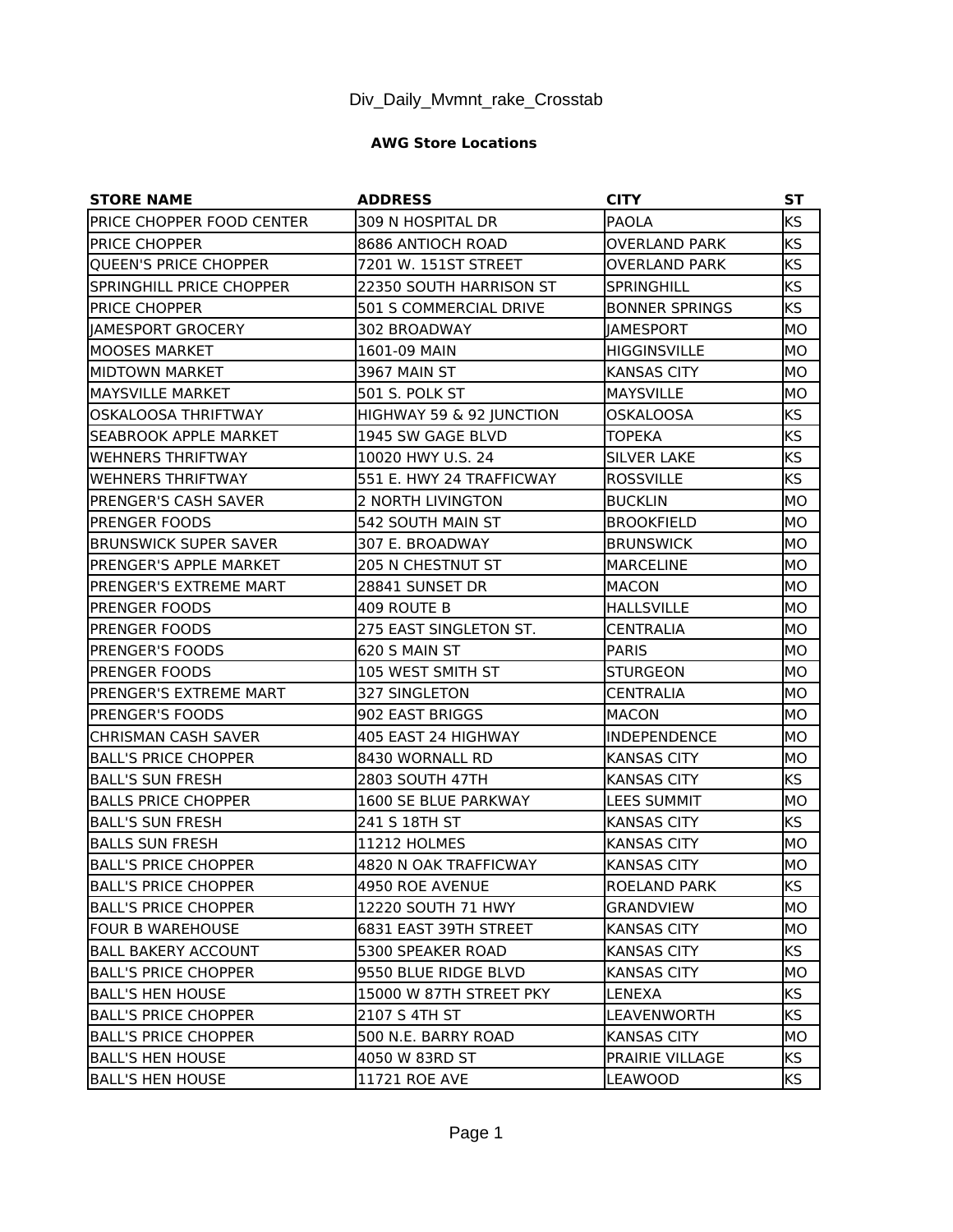# Div_Daily_Mvmnt_rake_Crosstab

## AWG Store Locations

| STORE NAME | ADDRESS | CITY | ST |
|---|---|---|---|
| PRICE CHOPPER FOOD CENTER | 309 N HOSPITAL DR | PAOLA | KS |
| PRICE CHOPPER | 8686 ANTIOCH ROAD | OVERLAND PARK | KS |
| QUEEN'S PRICE CHOPPER | 7201 W. 151ST STREET | OVERLAND PARK | KS |
| SPRINGHILL PRICE CHOPPER | 22350 SOUTH HARRISON ST | SPRINGHILL | KS |
| PRICE CHOPPER | 501 S COMMERCIAL DRIVE | BONNER SPRINGS | KS |
| JAMESPORT GROCERY | 302 BROADWAY | JAMESPORT | MO |
| MOOSES MARKET | 1601-09 MAIN | HIGGINSVILLE | MO |
| MIDTOWN MARKET | 3967 MAIN ST | KANSAS CITY | MO |
| MAYSVILLE MARKET | 501 S. POLK ST | MAYSVILLE | MO |
| OSKALOOSA THRIFTWAY | HIGHWAY 59 & 92 JUNCTION | OSKALOOSA | KS |
| SEABROOK APPLE MARKET | 1945 SW GAGE BLVD | TOPEKA | KS |
| WEHNERS THRIFTWAY | 10020 HWY U.S. 24 | SILVER LAKE | KS |
| WEHNERS THRIFTWAY | 551 E. HWY 24 TRAFFICWAY | ROSSVILLE | KS |
| PRENGER'S CASH SAVER | 2 NORTH LIVINGTON | BUCKLIN | MO |
| PRENGER FOODS | 542 SOUTH MAIN ST | BROOKFIELD | MO |
| BRUNSWICK SUPER SAVER | 307 E. BROADWAY | BRUNSWICK | MO |
| PRENGER'S APPLE MARKET | 205 N CHESTNUT ST | MARCELINE | MO |
| PRENGER'S EXTREME MART | 28841 SUNSET DR | MACON | MO |
| PRENGER FOODS | 409 ROUTE B | HALLSVILLE | MO |
| PRENGER FOODS | 275 EAST SINGLETON ST. | CENTRALIA | MO |
| PRENGER'S FOODS | 620 S MAIN ST | PARIS | MO |
| PRENGER FOODS | 105 WEST SMITH ST | STURGEON | MO |
| PRENGER'S EXTREME MART | 327 SINGLETON | CENTRALIA | MO |
| PRENGER'S FOODS | 902 EAST BRIGGS | MACON | MO |
| CHRISMAN CASH SAVER | 405 EAST 24 HIGHWAY | INDEPENDENCE | MO |
| BALL'S PRICE CHOPPER | 8430 WORNALL RD | KANSAS CITY | MO |
| BALL'S SUN FRESH | 2803 SOUTH 47TH | KANSAS CITY | KS |
| BALLS PRICE CHOPPER | 1600 SE BLUE PARKWAY | LEES SUMMIT | MO |
| BALL'S SUN FRESH | 241 S 18TH ST | KANSAS CITY | KS |
| BALLS SUN FRESH | 11212 HOLMES | KANSAS CITY | MO |
| BALL'S PRICE CHOPPER | 4820 N OAK TRAFFICWAY | KANSAS CITY | MO |
| BALL'S PRICE CHOPPER | 4950 ROE AVENUE | ROELAND PARK | KS |
| BALL'S PRICE CHOPPER | 12220 SOUTH 71 HWY | GRANDVIEW | MO |
| FOUR B WAREHOUSE | 6831 EAST 39TH STREET | KANSAS CITY | MO |
| BALL BAKERY ACCOUNT | 5300 SPEAKER ROAD | KANSAS CITY | KS |
| BALL'S PRICE CHOPPER | 9550 BLUE RIDGE BLVD | KANSAS CITY | MO |
| BALL'S HEN HOUSE | 15000 W 87TH STREET PKY | LENEXA | KS |
| BALL'S PRICE CHOPPER | 2107 S 4TH ST | LEAVENWORTH | KS |
| BALL'S PRICE CHOPPER | 500 N.E. BARRY ROAD | KANSAS CITY | MO |
| BALL'S HEN HOUSE | 4050 W 83RD ST | PRAIRIE VILLAGE | KS |
| BALL'S HEN HOUSE | 11721 ROE AVE | LEAWOOD | KS |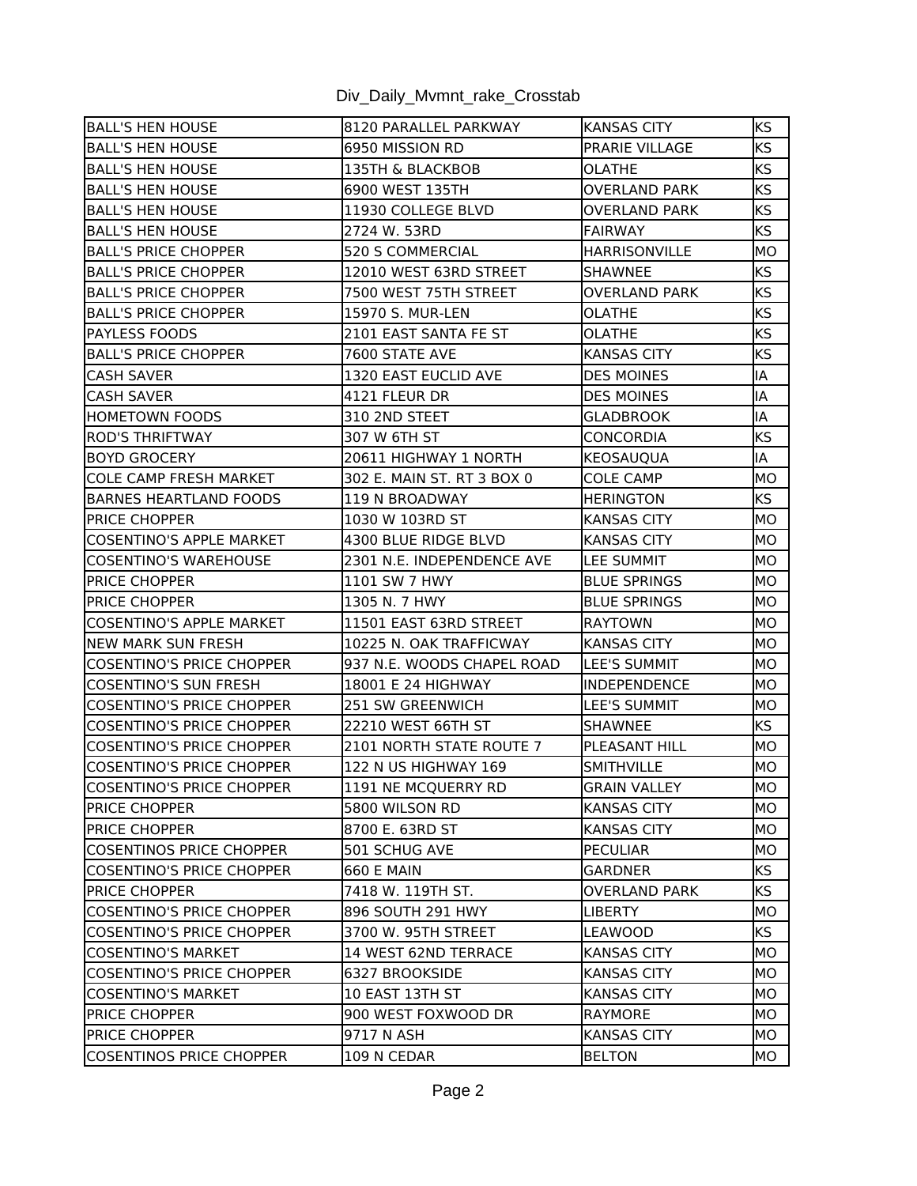Div_Daily_Mvmnt_rake_Crosstab

| | | | |
|---|---|---|---|
| BALL'S HEN HOUSE | 8120 PARALLEL PARKWAY | KANSAS CITY | KS |
| BALL'S HEN HOUSE | 6950 MISSION RD | PRARIE VILLAGE | KS |
| BALL'S HEN HOUSE | 135TH & BLACKBOB | OLATHE | KS |
| BALL'S HEN HOUSE | 6900 WEST 135TH | OVERLAND PARK | KS |
| BALL'S HEN HOUSE | 11930 COLLEGE BLVD | OVERLAND PARK | KS |
| BALL'S HEN HOUSE | 2724 W. 53RD | FAIRWAY | KS |
| BALL'S PRICE CHOPPER | 520 S COMMERCIAL | HARRISONVILLE | MO |
| BALL'S PRICE CHOPPER | 12010 WEST 63RD STREET | SHAWNEE | KS |
| BALL'S PRICE CHOPPER | 7500 WEST 75TH STREET | OVERLAND PARK | KS |
| BALL'S PRICE CHOPPER | 15970 S. MUR-LEN | OLATHE | KS |
| PAYLESS FOODS | 2101 EAST SANTA FE ST | OLATHE | KS |
| BALL'S PRICE CHOPPER | 7600 STATE AVE | KANSAS CITY | KS |
| CASH SAVER | 1320 EAST EUCLID AVE | DES MOINES | IA |
| CASH SAVER | 4121 FLEUR DR | DES MOINES | IA |
| HOMETOWN FOODS | 310 2ND STEET | GLADBROOK | IA |
| ROD'S THRIFTWAY | 307 W 6TH ST | CONCORDIA | KS |
| BOYD GROCERY | 20611 HIGHWAY 1 NORTH | KEOSAUQUA | IA |
| COLE CAMP FRESH MARKET | 302 E. MAIN ST. RT 3 BOX 0 | COLE CAMP | MO |
| BARNES HEARTLAND FOODS | 119 N BROADWAY | HERINGTON | KS |
| PRICE CHOPPER | 1030 W 103RD ST | KANSAS CITY | MO |
| COSENTINO'S APPLE MARKET | 4300 BLUE RIDGE BLVD | KANSAS CITY | MO |
| COSENTINO'S WAREHOUSE | 2301 N.E. INDEPENDENCE AVE | LEE SUMMIT | MO |
| PRICE CHOPPER | 1101 SW 7 HWY | BLUE SPRINGS | MO |
| PRICE CHOPPER | 1305 N. 7 HWY | BLUE SPRINGS | MO |
| COSENTINO'S APPLE MARKET | 11501 EAST 63RD STREET | RAYTOWN | MO |
| NEW MARK SUN FRESH | 10225 N. OAK TRAFFICWAY | KANSAS CITY | MO |
| COSENTINO'S PRICE CHOPPER | 937 N.E. WOODS CHAPEL ROAD | LEE'S SUMMIT | MO |
| COSENTINO'S SUN FRESH | 18001 E 24 HIGHWAY | INDEPENDENCE | MO |
| COSENTINO'S PRICE CHOPPER | 251 SW GREENWICH | LEE'S SUMMIT | MO |
| COSENTINO'S PRICE CHOPPER | 22210 WEST 66TH ST | SHAWNEE | KS |
| COSENTINO'S PRICE CHOPPER | 2101 NORTH STATE ROUTE 7 | PLEASANT HILL | MO |
| COSENTINO'S PRICE CHOPPER | 122 N US HIGHWAY 169 | SMITHVILLE | MO |
| COSENTINO'S PRICE CHOPPER | 1191 NE MCQUERRY RD | GRAIN VALLEY | MO |
| PRICE CHOPPER | 5800 WILSON RD | KANSAS CITY | MO |
| PRICE CHOPPER | 8700 E. 63RD ST | KANSAS CITY | MO |
| COSENTINOS PRICE CHOPPER | 501 SCHUG AVE | PECULIAR | MO |
| COSENTINO'S PRICE CHOPPER | 660 E MAIN | GARDNER | KS |
| PRICE CHOPPER | 7418 W. 119TH ST. | OVERLAND PARK | KS |
| COSENTINO'S PRICE CHOPPER | 896 SOUTH 291 HWY | LIBERTY | MO |
| COSENTINO'S PRICE CHOPPER | 3700 W. 95TH STREET | LEAWOOD | KS |
| COSENTINO'S MARKET | 14 WEST 62ND TERRACE | KANSAS CITY | MO |
| COSENTINO'S PRICE CHOPPER | 6327 BROOKSIDE | KANSAS CITY | MO |
| COSENTINO'S MARKET | 10 EAST 13TH ST | KANSAS CITY | MO |
| PRICE CHOPPER | 900 WEST FOXWOOD DR | RAYMORE | MO |
| PRICE CHOPPER | 9717 N ASH | KANSAS CITY | MO |
| COSENTINOS PRICE CHOPPER | 109 N CEDAR | BELTON | MO |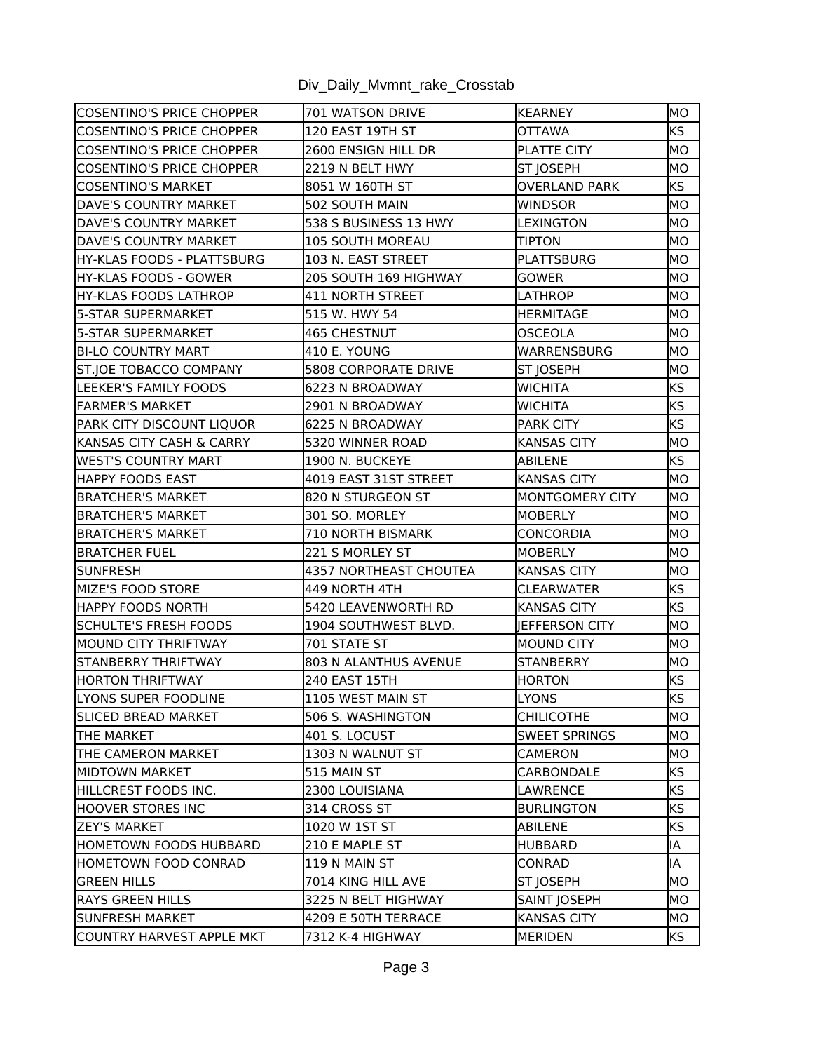Div_Daily_Mvmnt_rake_Crosstab

| | | | |
|---|---|---|---|
| COSENTINO'S PRICE CHOPPER | 701 WATSON DRIVE | KEARNEY | MO |
| COSENTINO'S PRICE CHOPPER | 120 EAST 19TH ST | OTTAWA | KS |
| COSENTINO'S PRICE CHOPPER | 2600 ENSIGN HILL DR | PLATTE CITY | MO |
| COSENTINO'S PRICE CHOPPER | 2219 N BELT HWY | ST JOSEPH | MO |
| COSENTINO'S MARKET | 8051 W 160TH ST | OVERLAND PARK | KS |
| DAVE'S COUNTRY MARKET | 502 SOUTH MAIN | WINDSOR | MO |
| DAVE'S COUNTRY MARKET | 538 S BUSINESS 13 HWY | LEXINGTON | MO |
| DAVE'S COUNTRY MARKET | 105 SOUTH MOREAU | TIPTON | MO |
| HY-KLAS FOODS - PLATTSBURG | 103 N. EAST STREET | PLATTSBURG | MO |
| HY-KLAS FOODS - GOWER | 205 SOUTH 169 HIGHWAY | GOWER | MO |
| HY-KLAS FOODS LATHROP | 411 NORTH STREET | LATHROP | MO |
| 5-STAR SUPERMARKET | 515 W. HWY 54 | HERMITAGE | MO |
| 5-STAR SUPERMARKET | 465 CHESTNUT | OSCEOLA | MO |
| BI-LO COUNTRY MART | 410 E. YOUNG | WARRENSBURG | MO |
| ST.JOE TOBACCO COMPANY | 5808 CORPORATE DRIVE | ST JOSEPH | MO |
| LEEKER'S FAMILY FOODS | 6223 N BROADWAY | WICHITA | KS |
| FARMER'S MARKET | 2901 N BROADWAY | WICHITA | KS |
| PARK CITY DISCOUNT LIQUOR | 6225 N BROADWAY | PARK CITY | KS |
| KANSAS CITY CASH & CARRY | 5320 WINNER ROAD | KANSAS CITY | MO |
| WEST'S COUNTRY MART | 1900 N. BUCKEYE | ABILENE | KS |
| HAPPY FOODS EAST | 4019 EAST 31ST STREET | KANSAS CITY | MO |
| BRATCHER'S MARKET | 820 N STURGEON ST | MONTGOMERY CITY | MO |
| BRATCHER'S MARKET | 301 SO. MORLEY | MOBERLY | MO |
| BRATCHER'S MARKET | 710 NORTH BISMARK | CONCORDIA | MO |
| BRATCHER FUEL | 221 S MORLEY ST | MOBERLY | MO |
| SUNFRESH | 4357 NORTHEAST CHOUTEA | KANSAS CITY | MO |
| MIZE'S FOOD STORE | 449 NORTH 4TH | CLEARWATER | KS |
| HAPPY FOODS NORTH | 5420 LEAVENWORTH RD | KANSAS CITY | KS |
| SCHULTE'S FRESH FOODS | 1904 SOUTHWEST BLVD. | JEFFERSON CITY | MO |
| MOUND CITY THRIFTWAY | 701 STATE ST | MOUND CITY | MO |
| STANBERRY THRIFTWAY | 803 N ALANTHUS AVENUE | STANBERRY | MO |
| HORTON THRIFTWAY | 240 EAST 15TH | HORTON | KS |
| LYONS SUPER FOODLINE | 1105 WEST MAIN ST | LYONS | KS |
| SLICED BREAD MARKET | 506 S. WASHINGTON | CHILICOTHE | MO |
| THE MARKET | 401 S. LOCUST | SWEET SPRINGS | MO |
| THE CAMERON MARKET | 1303 N WALNUT ST | CAMERON | MO |
| MIDTOWN MARKET | 515 MAIN ST | CARBONDALE | KS |
| HILLCREST FOODS INC. | 2300 LOUISIANA | LAWRENCE | KS |
| HOOVER STORES INC | 314 CROSS ST | BURLINGTON | KS |
| ZEY'S MARKET | 1020 W 1ST ST | ABILENE | KS |
| HOMETOWN FOODS HUBBARD | 210 E MAPLE ST | HUBBARD | IA |
| HOMETOWN FOOD CONRAD | 119 N MAIN ST | CONRAD | IA |
| GREEN HILLS | 7014 KING HILL AVE | ST JOSEPH | MO |
| RAYS GREEN HILLS | 3225 N BELT HIGHWAY | SAINT JOSEPH | MO |
| SUNFRESH MARKET | 4209 E 50TH TERRACE | KANSAS CITY | MO |
| COUNTRY HARVEST APPLE MKT | 7312 K-4 HIGHWAY | MERIDEN | KS |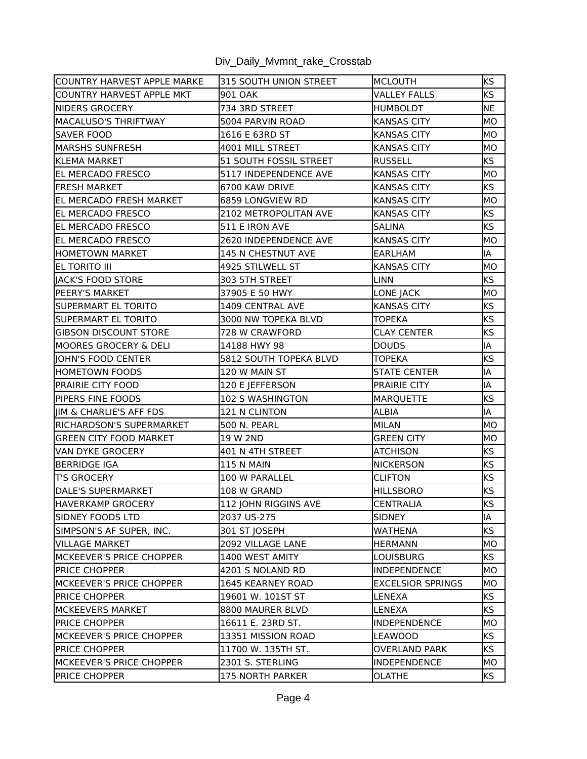Div_Daily_Mvmnt_rake_Crosstab

| | | | |
|---|---|---|---|
| COUNTRY HARVEST APPLE MARKE | 315 SOUTH UNION STREET | MCLOUTH | KS |
| COUNTRY HARVEST APPLE MKT | 901 OAK | VALLEY FALLS | KS |
| NIDERS GROCERY | 734 3RD STREET | HUMBOLDT | NE |
| MACALUSO'S THRIFTWAY | 5004 PARVIN ROAD | KANSAS CITY | MO |
| SAVER FOOD | 1616 E 63RD ST | KANSAS CITY | MO |
| MARSHS SUNFRESH | 4001 MILL STREET | KANSAS CITY | MO |
| KLEMA MARKET | 51 SOUTH FOSSIL STREET | RUSSELL | KS |
| EL MERCADO FRESCO | 5117 INDEPENDENCE AVE | KANSAS CITY | MO |
| FRESH MARKET | 6700 KAW DRIVE | KANSAS CITY | KS |
| EL MERCADO FRESH MARKET | 6859 LONGVIEW RD | KANSAS CITY | MO |
| EL MERCADO FRESCO | 2102 METROPOLITAN AVE | KANSAS CITY | KS |
| EL MERCADO FRESCO | 511 E IRON AVE | SALINA | KS |
| EL MERCADO FRESCO | 2620 INDEPENDENCE AVE | KANSAS CITY | MO |
| HOMETOWN MARKET | 145 N CHESTNUT AVE | EARLHAM | IA |
| EL TORITO III | 4925 STILWELL ST | KANSAS CITY | MO |
| JACK'S FOOD STORE | 303 5TH STREET | LINN | KS |
| PEERY'S MARKET | 37905 E 50 HWY | LONE JACK | MO |
| SUPERMART EL TORITO | 1409 CENTRAL AVE | KANSAS CITY | KS |
| SUPERMART EL TORITO | 3000 NW TOPEKA BLVD | TOPEKA | KS |
| GIBSON DISCOUNT STORE | 728 W CRAWFORD | CLAY CENTER | KS |
| MOORES GROCERY & DELI | 14188 HWY 98 | DOUDS | IA |
| JOHN'S FOOD CENTER | 5812 SOUTH TOPEKA BLVD | TOPEKA | KS |
| HOMETOWN FOODS | 120 W MAIN ST | STATE CENTER | IA |
| PRAIRIE CITY FOOD | 120 E JEFFERSON | PRAIRIE CITY | IA |
| PIPERS FINE FOODS | 102 S WASHINGTON | MARQUETTE | KS |
| JIM & CHARLIE'S AFF FDS | 121 N CLINTON | ALBIA | IA |
| RICHARDSON'S SUPERMARKET | 500 N. PEARL | MILAN | MO |
| GREEN CITY FOOD MARKET | 19 W 2ND | GREEN CITY | MO |
| VAN DYKE GROCERY | 401 N 4TH STREET | ATCHISON | KS |
| BERRIDGE IGA | 115 N MAIN | NICKERSON | KS |
| T'S GROCERY | 100 W PARALLEL | CLIFTON | KS |
| DALE'S SUPERMARKET | 108 W GRAND | HILLSBORO | KS |
| HAVERKAMP GROCERY | 112 JOHN RIGGINS AVE | CENTRALIA | KS |
| SIDNEY FOODS LTD | 2037 US-275 | SIDNEY | IA |
| SIMPSON'S AF SUPER, INC. | 301 ST JOSEPH | WATHENA | KS |
| VILLAGE MARKET | 2092 VILLAGE LANE | HERMANN | MO |
| MCKEEVER'S PRICE CHOPPER | 1400 WEST AMITY | LOUISBURG | KS |
| PRICE CHOPPER | 4201 S NOLAND RD | INDEPENDENCE | MO |
| MCKEEVER'S PRICE CHOPPER | 1645 KEARNEY ROAD | EXCELSIOR SPRINGS | MO |
| PRICE CHOPPER | 19601 W. 101ST ST | LENEXA | KS |
| MCKEEVERS MARKET | 8800 MAURER BLVD | LENEXA | KS |
| PRICE CHOPPER | 16611 E. 23RD ST. | INDEPENDENCE | MO |
| MCKEEVER'S PRICE CHOPPER | 13351 MISSION ROAD | LEAWOOD | KS |
| PRICE CHOPPER | 11700 W. 135TH ST. | OVERLAND PARK | KS |
| MCKEEVER'S PRICE CHOPPER | 2301 S. STERLING | INDEPENDENCE | MO |
| PRICE CHOPPER | 175 NORTH PARKER | OLATHE | KS |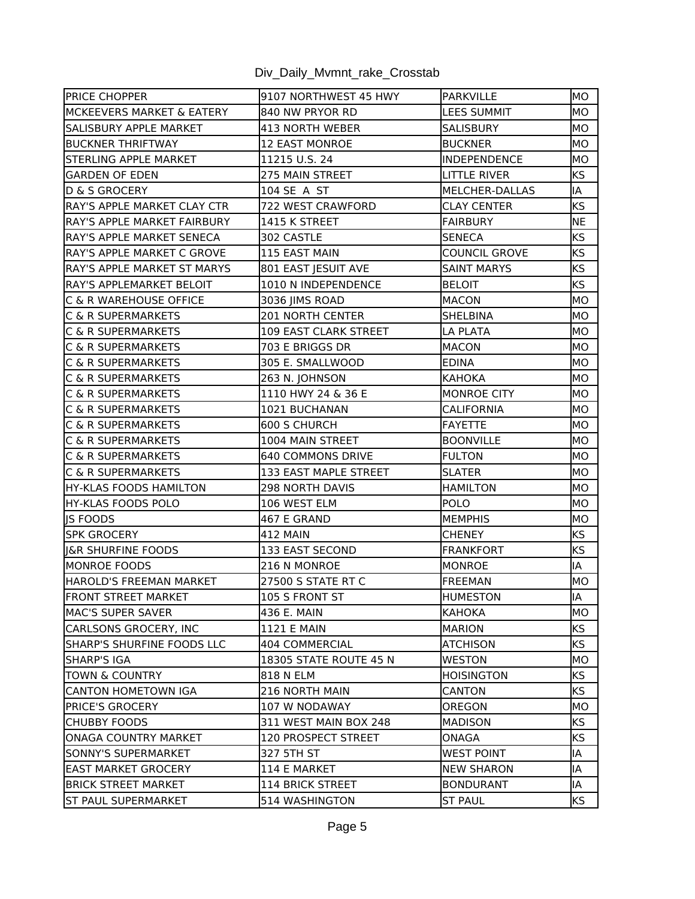Div_Daily_Mvmnt_rake_Crosstab

| | | | |
|---|---|---|---|
| PRICE CHOPPER | 9107 NORTHWEST 45 HWY | PARKVILLE | MO |
| MCKEEVERS MARKET & EATERY | 840 NW PRYOR RD | LEES SUMMIT | MO |
| SALISBURY APPLE MARKET | 413 NORTH WEBER | SALISBURY | MO |
| BUCKNER THRIFTWAY | 12 EAST MONROE | BUCKNER | MO |
| STERLING APPLE MARKET | 11215 U.S. 24 | INDEPENDENCE | MO |
| GARDEN OF EDEN | 275 MAIN STREET | LITTLE RIVER | KS |
| D & S GROCERY | 104 SE A ST | MELCHER-DALLAS | IA |
| RAY'S APPLE MARKET CLAY CTR | 722 WEST CRAWFORD | CLAY CENTER | KS |
| RAY'S APPLE MARKET FAIRBURY | 1415 K STREET | FAIRBURY | NE |
| RAY'S APPLE MARKET SENECA | 302 CASTLE | SENECA | KS |
| RAY'S APPLE MARKET C GROVE | 115 EAST MAIN | COUNCIL GROVE | KS |
| RAY'S APPLE MARKET ST MARYS | 801 EAST JESUIT AVE | SAINT MARYS | KS |
| RAY'S APPLEMARKET BELOIT | 1010 N INDEPENDENCE | BELOIT | KS |
| C & R WAREHOUSE OFFICE | 3036 JIMS ROAD | MACON | MO |
| C & R SUPERMARKETS | 201 NORTH CENTER | SHELBINA | MO |
| C & R SUPERMARKETS | 109 EAST CLARK STREET | LA PLATA | MO |
| C & R SUPERMARKETS | 703 E BRIGGS DR | MACON | MO |
| C & R SUPERMARKETS | 305 E. SMALLWOOD | EDINA | MO |
| C & R SUPERMARKETS | 263 N. JOHNSON | KAHOKA | MO |
| C & R SUPERMARKETS | 1110 HWY 24 & 36 E | MONROE CITY | MO |
| C & R SUPERMARKETS | 1021 BUCHANAN | CALIFORNIA | MO |
| C & R SUPERMARKETS | 600 S CHURCH | FAYETTE | MO |
| C & R SUPERMARKETS | 1004 MAIN STREET | BOONVILLE | MO |
| C & R SUPERMARKETS | 640 COMMONS DRIVE | FULTON | MO |
| C & R SUPERMARKETS | 133 EAST MAPLE STREET | SLATER | MO |
| HY-KLAS FOODS HAMILTON | 298 NORTH DAVIS | HAMILTON | MO |
| HY-KLAS FOODS POLO | 106 WEST ELM | POLO | MO |
| JS FOODS | 467 E GRAND | MEMPHIS | MO |
| SPK GROCERY | 412 MAIN | CHENEY | KS |
| J&R SHURFINE FOODS | 133 EAST SECOND | FRANKFORT | KS |
| MONROE FOODS | 216 N MONROE | MONROE | IA |
| HAROLD'S FREEMAN MARKET | 27500 S STATE RT C | FREEMAN | MO |
| FRONT STREET MARKET | 105 S FRONT ST | HUMESTON | IA |
| MAC'S SUPER SAVER | 436 E. MAIN | KAHOKA | MO |
| CARLSONS GROCERY, INC | 1121 E MAIN | MARION | KS |
| SHARP'S SHURFINE FOODS LLC | 404 COMMERCIAL | ATCHISON | KS |
| SHARP'S IGA | 18305 STATE ROUTE 45 N | WESTON | MO |
| TOWN & COUNTRY | 818 N ELM | HOISINGTON | KS |
| CANTON HOMETOWN IGA | 216 NORTH MAIN | CANTON | KS |
| PRICE'S GROCERY | 107 W NODAWAY | OREGON | MO |
| CHUBBY FOODS | 311 WEST MAIN BOX 248 | MADISON | KS |
| ONAGA COUNTRY MARKET | 120 PROSPECT STREET | ONAGA | KS |
| SONNY'S SUPERMARKET | 327 5TH ST | WEST POINT | IA |
| EAST MARKET GROCERY | 114 E MARKET | NEW SHARON | IA |
| BRICK STREET MARKET | 114 BRICK STREET | BONDURANT | IA |
| ST PAUL SUPERMARKET | 514 WASHINGTON | ST PAUL | KS |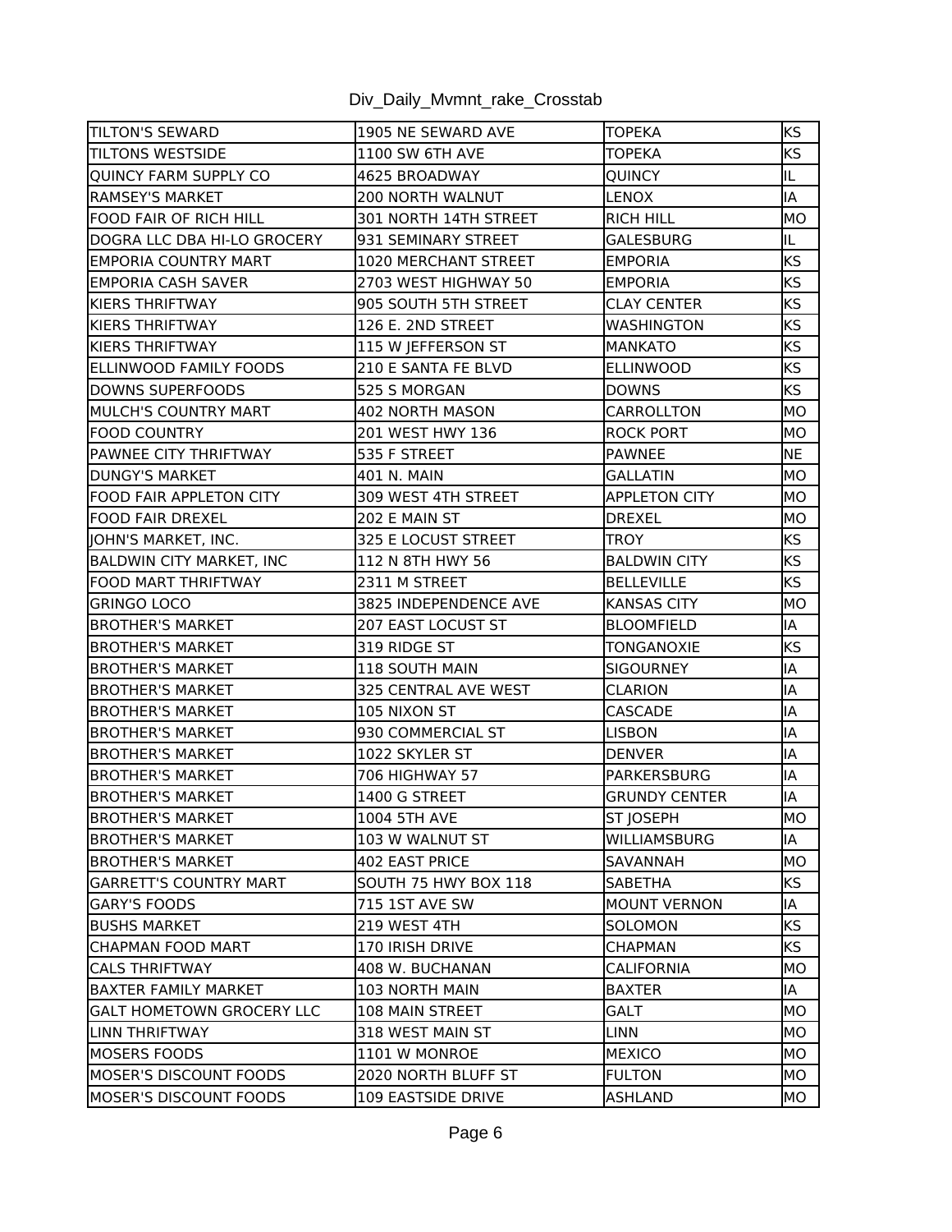| | | | |
|---|---|---|---|
| TILTON'S SEWARD | 1905 NE SEWARD AVE | TOPEKA | KS |
| TILTONS WESTSIDE | 1100 SW 6TH AVE | TOPEKA | KS |
| QUINCY FARM SUPPLY CO | 4625 BROADWAY | QUINCY | IL |
| RAMSEY'S MARKET | 200 NORTH WALNUT | LENOX | IA |
| FOOD FAIR OF RICH HILL | 301 NORTH 14TH STREET | RICH HILL | MO |
| DOGRA LLC DBA HI-LO GROCERY | 931 SEMINARY STREET | GALESBURG | IL |
| EMPORIA COUNTRY MART | 1020 MERCHANT STREET | EMPORIA | KS |
| EMPORIA CASH SAVER | 2703 WEST HIGHWAY 50 | EMPORIA | KS |
| KIERS THRIFTWAY | 905 SOUTH 5TH STREET | CLAY CENTER | KS |
| KIERS THRIFTWAY | 126 E. 2ND STREET | WASHINGTON | KS |
| KIERS THRIFTWAY | 115 W JEFFERSON ST | MANKATO | KS |
| ELLINWOOD FAMILY FOODS | 210 E SANTA FE BLVD | ELLINWOOD | KS |
| DOWNS SUPERFOODS | 525 S MORGAN | DOWNS | KS |
| MULCH'S COUNTRY MART | 402 NORTH MASON | CARROLLTON | MO |
| FOOD COUNTRY | 201 WEST HWY 136 | ROCK PORT | MO |
| PAWNEE CITY THRIFTWAY | 535 F STREET | PAWNEE | NE |
| DUNGY'S MARKET | 401 N. MAIN | GALLATIN | MO |
| FOOD FAIR APPLETON CITY | 309 WEST 4TH STREET | APPLETON CITY | MO |
| FOOD FAIR DREXEL | 202 E MAIN ST | DREXEL | MO |
| JOHN'S MARKET, INC. | 325 E LOCUST STREET | TROY | KS |
| BALDWIN CITY MARKET, INC | 112 N 8TH HWY 56 | BALDWIN CITY | KS |
| FOOD MART THRIFTWAY | 2311 M STREET | BELLEVILLE | KS |
| GRINGO LOCO | 3825 INDEPENDENCE AVE | KANSAS CITY | MO |
| BROTHER'S MARKET | 207 EAST LOCUST ST | BLOOMFIELD | IA |
| BROTHER'S MARKET | 319 RIDGE ST | TONGANOXIE | KS |
| BROTHER'S MARKET | 118 SOUTH MAIN | SIGOURNEY | IA |
| BROTHER'S MARKET | 325 CENTRAL AVE WEST | CLARION | IA |
| BROTHER'S MARKET | 105 NIXON ST | CASCADE | IA |
| BROTHER'S MARKET | 930 COMMERCIAL ST | LISBON | IA |
| BROTHER'S MARKET | 1022 SKYLER ST | DENVER | IA |
| BROTHER'S MARKET | 706 HIGHWAY 57 | PARKERSBURG | IA |
| BROTHER'S MARKET | 1400 G STREET | GRUNDY CENTER | IA |
| BROTHER'S MARKET | 1004 5TH AVE | ST JOSEPH | MO |
| BROTHER'S MARKET | 103 W WALNUT ST | WILLIAMSBURG | IA |
| BROTHER'S MARKET | 402 EAST PRICE | SAVANNAH | MO |
| GARRETT'S COUNTRY MART | SOUTH 75 HWY BOX 118 | SABETHA | KS |
| GARY'S FOODS | 715 1ST AVE SW | MOUNT VERNON | IA |
| BUSHS MARKET | 219 WEST 4TH | SOLOMON | KS |
| CHAPMAN FOOD MART | 170 IRISH DRIVE | CHAPMAN | KS |
| CALS THRIFTWAY | 408 W. BUCHANAN | CALIFORNIA | MO |
| BAXTER FAMILY MARKET | 103 NORTH MAIN | BAXTER | IA |
| GALT HOMETOWN GROCERY LLC | 108 MAIN STREET | GALT | MO |
| LINN THRIFTWAY | 318 WEST MAIN ST | LINN | MO |
| MOSERS FOODS | 1101 W MONROE | MEXICO | MO |
| MOSER'S DISCOUNT FOODS | 2020 NORTH BLUFF ST | FULTON | MO |
| MOSER'S DISCOUNT FOODS | 109 EASTSIDE DRIVE | ASHLAND | MO |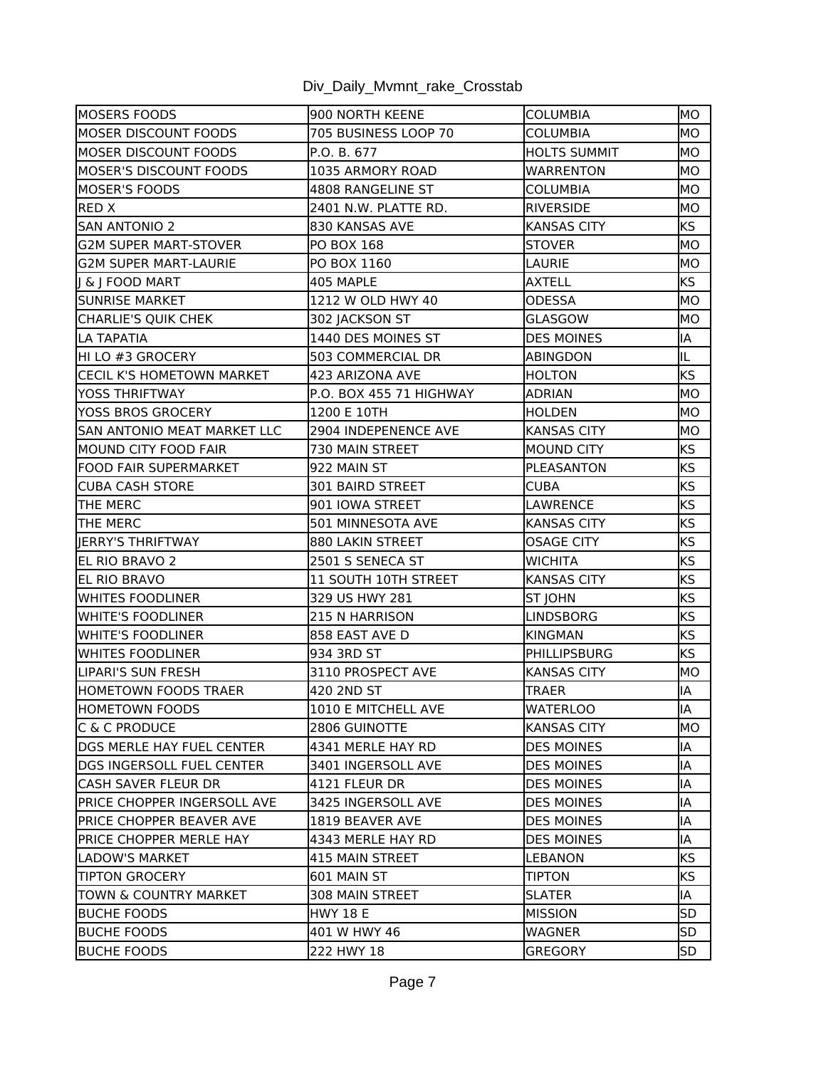Div_Daily_Mvmnt_rake_Crosstab

| | | | |
|---|---|---|---|
| MOSERS FOODS | 900 NORTH KEENE | COLUMBIA | MO |
| MOSER DISCOUNT FOODS | 705 BUSINESS LOOP 70 | COLUMBIA | MO |
| MOSER DISCOUNT FOODS | P.O. B. 677 | HOLTS SUMMIT | MO |
| MOSER'S DISCOUNT FOODS | 1035 ARMORY ROAD | WARRENTON | MO |
| MOSER'S FOODS | 4808 RANGELINE ST | COLUMBIA | MO |
| RED X | 2401 N.W. PLATTE RD. | RIVERSIDE | MO |
| SAN ANTONIO 2 | 830 KANSAS AVE | KANSAS CITY | KS |
| G2M SUPER MART-STOVER | PO BOX 168 | STOVER | MO |
| G2M SUPER MART-LAURIE | PO BOX 1160 | LAURIE | MO |
| J & J FOOD MART | 405 MAPLE | AXTELL | KS |
| SUNRISE MARKET | 1212 W OLD HWY 40 | ODESSA | MO |
| CHARLIE'S QUIK CHEK | 302 JACKSON ST | GLASGOW | MO |
| LA TAPATIA | 1440 DES MOINES ST | DES MOINES | IA |
| HI LO #3 GROCERY | 503 COMMERCIAL DR | ABINGDON | IL |
| CECIL K'S HOMETOWN MARKET | 423 ARIZONA AVE | HOLTON | KS |
| YOSS THRIFTWAY | P.O. BOX 455 71 HIGHWAY | ADRIAN | MO |
| YOSS BROS GROCERY | 1200 E 10TH | HOLDEN | MO |
| SAN ANTONIO MEAT MARKET LLC | 2904 INDEPENENCE AVE | KANSAS CITY | MO |
| MOUND CITY FOOD FAIR | 730 MAIN STREET | MOUND CITY | KS |
| FOOD FAIR SUPERMARKET | 922 MAIN ST | PLEASANTON | KS |
| CUBA CASH STORE | 301 BAIRD STREET | CUBA | KS |
| THE MERC | 901 IOWA STREET | LAWRENCE | KS |
| THE MERC | 501 MINNESOTA AVE | KANSAS CITY | KS |
| JERRY'S THRIFTWAY | 880 LAKIN STREET | OSAGE CITY | KS |
| EL RIO BRAVO 2 | 2501 S SENECA ST | WICHITA | KS |
| EL RIO BRAVO | 11 SOUTH 10TH STREET | KANSAS CITY | KS |
| WHITES FOODLINER | 329 US HWY 281 | ST JOHN | KS |
| WHITE'S FOODLINER | 215 N HARRISON | LINDSBORG | KS |
| WHITE'S FOODLINER | 858 EAST AVE D | KINGMAN | KS |
| WHITES FOODLINER | 934 3RD ST | PHILLIPSBURG | KS |
| LIPARI'S SUN FRESH | 3110 PROSPECT AVE | KANSAS CITY | MO |
| HOMETOWN FOODS TRAER | 420 2ND ST | TRAER | IA |
| HOMETOWN FOODS | 1010 E MITCHELL AVE | WATERLOO | IA |
| C & C PRODUCE | 2806 GUINOTTE | KANSAS CITY | MO |
| DGS MERLE HAY FUEL CENTER | 4341 MERLE HAY RD | DES MOINES | IA |
| DGS INGERSOLL FUEL CENTER | 3401 INGERSOLL AVE | DES MOINES | IA |
| CASH SAVER FLEUR DR | 4121 FLEUR DR | DES MOINES | IA |
| PRICE CHOPPER INGERSOLL AVE | 3425 INGERSOLL AVE | DES MOINES | IA |
| PRICE CHOPPER BEAVER AVE | 1819 BEAVER AVE | DES MOINES | IA |
| PRICE CHOPPER MERLE HAY | 4343 MERLE HAY RD | DES MOINES | IA |
| LADOW'S MARKET | 415 MAIN STREET | LEBANON | KS |
| TIPTON GROCERY | 601 MAIN ST | TIPTON | KS |
| TOWN & COUNTRY MARKET | 308 MAIN STREET | SLATER | IA |
| BUCHE FOODS | HWY 18 E | MISSION | SD |
| BUCHE FOODS | 401 W HWY 46 | WAGNER | SD |
| BUCHE FOODS | 222 HWY 18 | GREGORY | SD |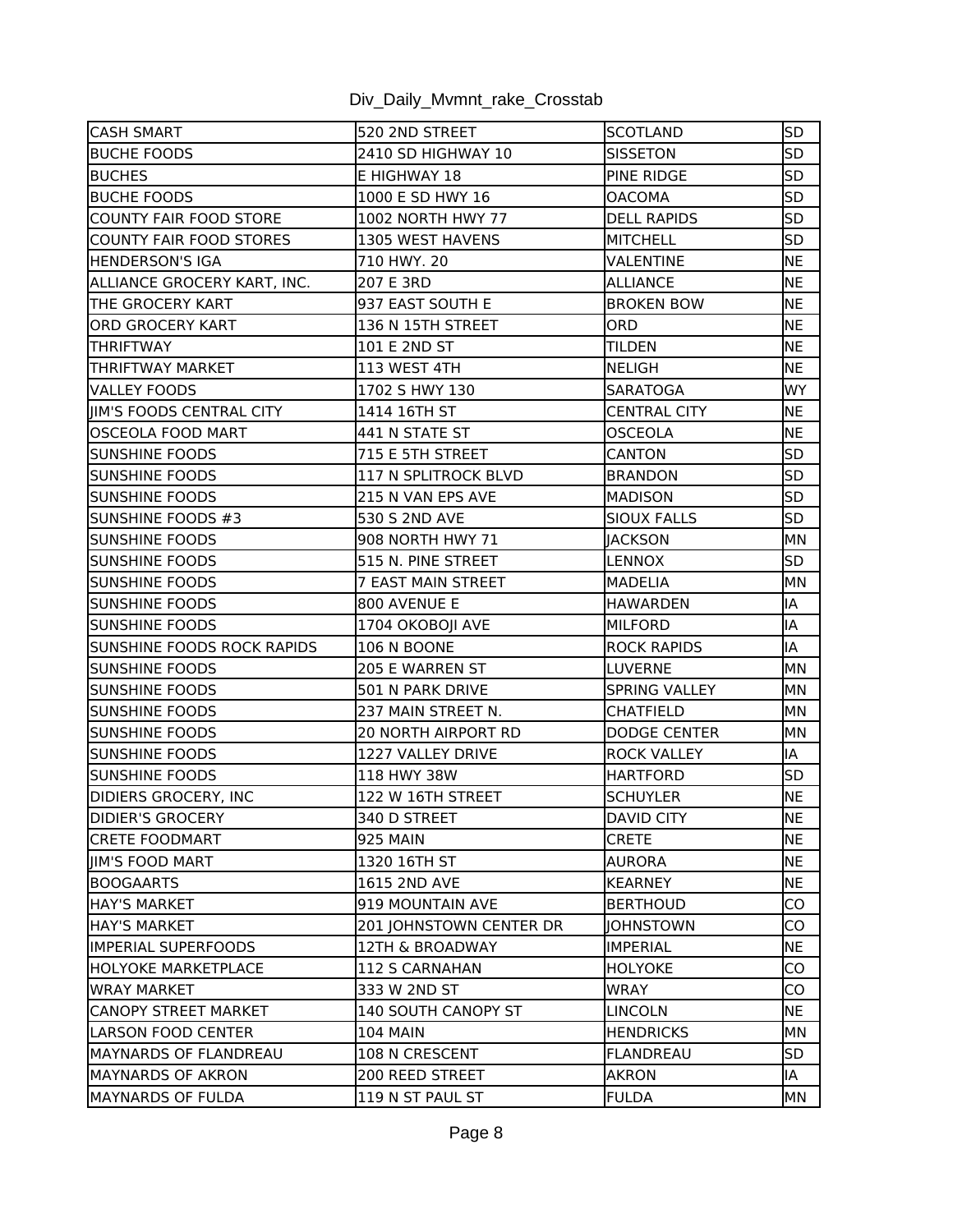Div_Daily_Mvmnt_rake_Crosstab

| | | | |
|---|---|---|---|
| CASH SMART | 520 2ND STREET | SCOTLAND | SD |
| BUCHE FOODS | 2410 SD HIGHWAY 10 | SISSETON | SD |
| BUCHES | E HIGHWAY 18 | PINE RIDGE | SD |
| BUCHE FOODS | 1000 E SD HWY 16 | OACOMA | SD |
| COUNTY FAIR FOOD STORE | 1002 NORTH HWY 77 | DELL RAPIDS | SD |
| COUNTY FAIR FOOD STORES | 1305 WEST HAVENS | MITCHELL | SD |
| HENDERSON'S IGA | 710 HWY. 20 | VALENTINE | NE |
| ALLIANCE GROCERY KART, INC. | 207 E 3RD | ALLIANCE | NE |
| THE GROCERY KART | 937 EAST SOUTH E | BROKEN BOW | NE |
| ORD GROCERY KART | 136 N 15TH STREET | ORD | NE |
| THRIFTWAY | 101 E 2ND ST | TILDEN | NE |
| THRIFTWAY MARKET | 113 WEST 4TH | NELIGH | NE |
| VALLEY FOODS | 1702 S HWY 130 | SARATOGA | WY |
| JIM'S FOODS CENTRAL CITY | 1414 16TH ST | CENTRAL CITY | NE |
| OSCEOLA FOOD MART | 441 N STATE ST | OSCEOLA | NE |
| SUNSHINE FOODS | 715 E 5TH STREET | CANTON | SD |
| SUNSHINE FOODS | 117 N SPLITROCK BLVD | BRANDON | SD |
| SUNSHINE FOODS | 215 N VAN EPS AVE | MADISON | SD |
| SUNSHINE FOODS #3 | 530 S 2ND AVE | SIOUX FALLS | SD |
| SUNSHINE FOODS | 908 NORTH HWY 71 | JACKSON | MN |
| SUNSHINE FOODS | 515 N. PINE STREET | LENNOX | SD |
| SUNSHINE FOODS | 7 EAST MAIN STREET | MADELIA | MN |
| SUNSHINE FOODS | 800 AVENUE E | HAWARDEN | IA |
| SUNSHINE FOODS | 1704 OKOBOJI AVE | MILFORD | IA |
| SUNSHINE FOODS ROCK RAPIDS | 106 N BOONE | ROCK RAPIDS | IA |
| SUNSHINE FOODS | 205 E WARREN ST | LUVERNE | MN |
| SUNSHINE FOODS | 501 N PARK DRIVE | SPRING VALLEY | MN |
| SUNSHINE FOODS | 237 MAIN STREET N. | CHATFIELD | MN |
| SUNSHINE FOODS | 20 NORTH AIRPORT RD | DODGE CENTER | MN |
| SUNSHINE FOODS | 1227 VALLEY DRIVE | ROCK VALLEY | IA |
| SUNSHINE FOODS | 118 HWY 38W | HARTFORD | SD |
| DIDIERS GROCERY, INC | 122 W 16TH STREET | SCHUYLER | NE |
| DIDIER'S GROCERY | 340 D STREET | DAVID CITY | NE |
| CRETE FOODMART | 925 MAIN | CRETE | NE |
| JIM'S FOOD MART | 1320 16TH ST | AURORA | NE |
| BOOGAARTS | 1615 2ND AVE | KEARNEY | NE |
| HAY'S MARKET | 919 MOUNTAIN AVE | BERTHOUD | CO |
| HAY'S MARKET | 201 JOHNSTOWN CENTER DR | JOHNSTOWN | CO |
| IMPERIAL SUPERFOODS | 12TH & BROADWAY | IMPERIAL | NE |
| HOLYOKE MARKETPLACE | 112 S CARNAHAN | HOLYOKE | CO |
| WRAY MARKET | 333 W 2ND ST | WRAY | CO |
| CANOPY STREET MARKET | 140 SOUTH CANOPY ST | LINCOLN | NE |
| LARSON FOOD CENTER | 104 MAIN | HENDRICKS | MN |
| MAYNARDS OF FLANDREAU | 108 N CRESCENT | FLANDREAU | SD |
| MAYNARDS OF AKRON | 200 REED STREET | AKRON | IA |
| MAYNARDS OF FULDA | 119 N ST PAUL ST | FULDA | MN |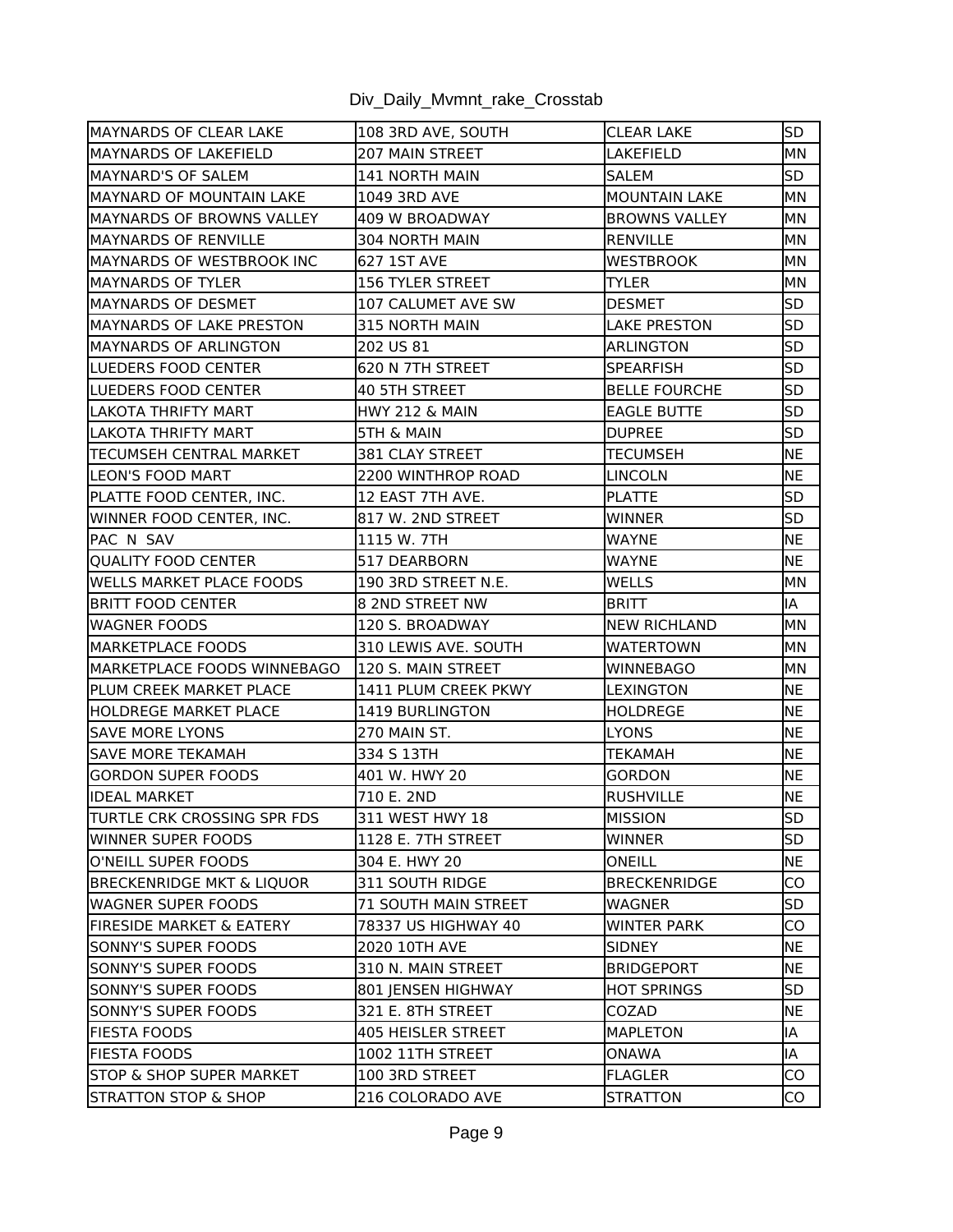| | | | |
|---|---|---|---|
| MAYNARDS OF CLEAR LAKE | 108 3RD AVE, SOUTH | CLEAR LAKE | SD |
| MAYNARDS OF LAKEFIELD | 207 MAIN STREET | LAKEFIELD | MN |
| MAYNARD'S OF SALEM | 141 NORTH MAIN | SALEM | SD |
| MAYNARD OF MOUNTAIN LAKE | 1049 3RD AVE | MOUNTAIN LAKE | MN |
| MAYNARDS OF BROWNS VALLEY | 409 W BROADWAY | BROWNS VALLEY | MN |
| MAYNARDS OF RENVILLE | 304 NORTH MAIN | RENVILLE | MN |
| MAYNARDS OF WESTBROOK INC | 627 1ST AVE | WESTBROOK | MN |
| MAYNARDS OF TYLER | 156 TYLER STREET | TYLER | MN |
| MAYNARDS OF DESMET | 107 CALUMET AVE SW | DESMET | SD |
| MAYNARDS OF LAKE PRESTON | 315 NORTH MAIN | LAKE PRESTON | SD |
| MAYNARDS OF ARLINGTON | 202 US 81 | ARLINGTON | SD |
| LUEDERS FOOD CENTER | 620 N 7TH STREET | SPEARFISH | SD |
| LUEDERS FOOD CENTER | 40 5TH STREET | BELLE FOURCHE | SD |
| LAKOTA THRIFTY MART | HWY 212 & MAIN | EAGLE BUTTE | SD |
| LAKOTA THRIFTY MART | 5TH & MAIN | DUPREE | SD |
| TECUMSEH CENTRAL MARKET | 381 CLAY STREET | TECUMSEH | NE |
| LEON'S FOOD MART | 2200 WINTHROP ROAD | LINCOLN | NE |
| PLATTE FOOD CENTER, INC. | 12 EAST 7TH AVE. | PLATTE | SD |
| WINNER FOOD CENTER, INC. | 817 W. 2ND STREET | WINNER | SD |
| PAC N SAV | 1115 W. 7TH | WAYNE | NE |
| QUALITY FOOD CENTER | 517 DEARBORN | WAYNE | NE |
| WELLS MARKET PLACE FOODS | 190 3RD STREET N.E. | WELLS | MN |
| BRITT FOOD CENTER | 8 2ND STREET NW | BRITT | IA |
| WAGNER FOODS | 120 S. BROADWAY | NEW RICHLAND | MN |
| MARKETPLACE FOODS | 310 LEWIS AVE. SOUTH | WATERTOWN | MN |
| MARKETPLACE FOODS WINNEBAGO | 120 S. MAIN STREET | WINNEBAGO | MN |
| PLUM CREEK MARKET PLACE | 1411 PLUM CREEK PKWY | LEXINGTON | NE |
| HOLDREGE MARKET PLACE | 1419 BURLINGTON | HOLDREGE | NE |
| SAVE MORE LYONS | 270 MAIN ST. | LYONS | NE |
| SAVE MORE TEKAMAH | 334 S 13TH | TEKAMAH | NE |
| GORDON SUPER FOODS | 401 W. HWY 20 | GORDON | NE |
| IDEAL MARKET | 710 E. 2ND | RUSHVILLE | NE |
| TURTLE CRK CROSSING SPR FDS | 311 WEST HWY 18 | MISSION | SD |
| WINNER SUPER FOODS | 1128 E. 7TH STREET | WINNER | SD |
| O'NEILL SUPER FOODS | 304 E. HWY 20 | ONEILL | NE |
| BRECKENRIDGE MKT & LIQUOR | 311 SOUTH RIDGE | BRECKENRIDGE | CO |
| WAGNER SUPER FOODS | 71 SOUTH MAIN STREET | WAGNER | SD |
| FIRESIDE MARKET & EATERY | 78337 US HIGHWAY 40 | WINTER PARK | CO |
| SONNY'S SUPER FOODS | 2020 10TH AVE | SIDNEY | NE |
| SONNY'S SUPER FOODS | 310 N. MAIN STREET | BRIDGEPORT | NE |
| SONNY'S SUPER FOODS | 801 JENSEN HIGHWAY | HOT SPRINGS | SD |
| SONNY'S SUPER FOODS | 321 E. 8TH STREET | COZAD | NE |
| FIESTA FOODS | 405 HEISLER STREET | MAPLETON | IA |
| FIESTA FOODS | 1002 11TH STREET | ONAWA | IA |
| STOP & SHOP SUPER MARKET | 100 3RD STREET | FLAGLER | CO |
| STRATTON STOP & SHOP | 216 COLORADO AVE | STRATTON | CO |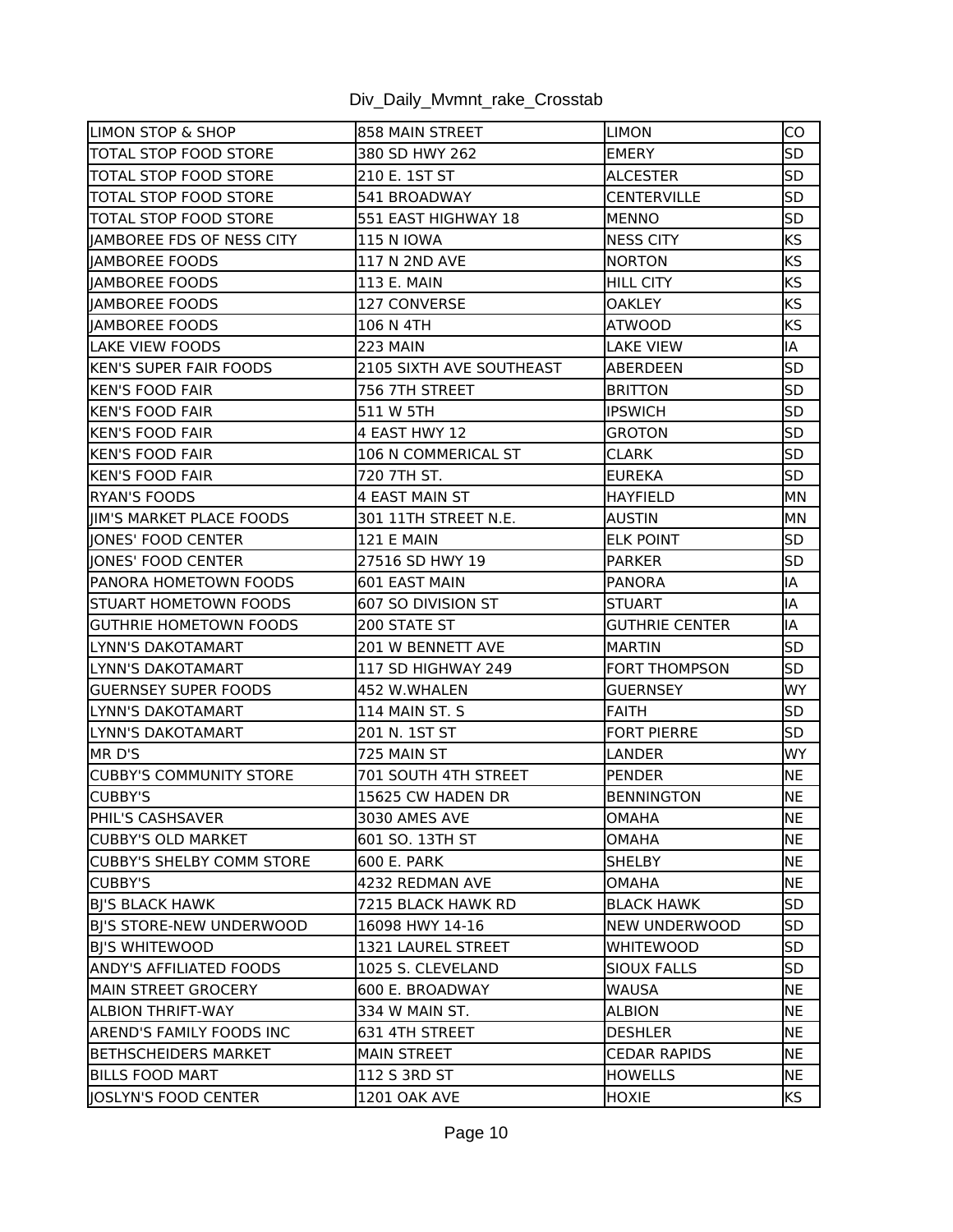Div_Daily_Mvmnt_rake_Crosstab

| | | | |
|---|---|---|---|
| LIMON STOP & SHOP | 858 MAIN STREET | LIMON | CO |
| TOTAL STOP FOOD STORE | 380 SD HWY 262 | EMERY | SD |
| TOTAL STOP FOOD STORE | 210 E. 1ST ST | ALCESTER | SD |
| TOTAL STOP FOOD STORE | 541 BROADWAY | CENTERVILLE | SD |
| TOTAL STOP FOOD STORE | 551 EAST HIGHWAY 18 | MENNO | SD |
| JAMBOREE FDS OF NESS CITY | 115 N IOWA | NESS CITY | KS |
| JAMBOREE FOODS | 117 N 2ND AVE | NORTON | KS |
| JAMBOREE FOODS | 113 E. MAIN | HILL CITY | KS |
| JAMBOREE FOODS | 127 CONVERSE | OAKLEY | KS |
| JAMBOREE FOODS | 106 N 4TH | ATWOOD | KS |
| LAKE VIEW FOODS | 223 MAIN | LAKE VIEW | IA |
| KEN'S SUPER FAIR FOODS | 2105 SIXTH AVE SOUTHEAST | ABERDEEN | SD |
| KEN'S FOOD FAIR | 756 7TH STREET | BRITTON | SD |
| KEN'S FOOD FAIR | 511 W 5TH | IPSWICH | SD |
| KEN'S FOOD FAIR | 4 EAST HWY 12 | GROTON | SD |
| KEN'S FOOD FAIR | 106 N COMMERICAL ST | CLARK | SD |
| KEN'S FOOD FAIR | 720 7TH ST. | EUREKA | SD |
| RYAN'S FOODS | 4 EAST MAIN ST | HAYFIELD | MN |
| JIM'S MARKET PLACE FOODS | 301 11TH STREET N.E. | AUSTIN | MN |
| JONES' FOOD CENTER | 121 E MAIN | ELK POINT | SD |
| JONES' FOOD CENTER | 27516 SD HWY 19 | PARKER | SD |
| PANORA HOMETOWN FOODS | 601 EAST MAIN | PANORA | IA |
| STUART HOMETOWN FOODS | 607 SO DIVISION ST | STUART | IA |
| GUTHRIE HOMETOWN FOODS | 200 STATE ST | GUTHRIE CENTER | IA |
| LYNN'S DAKOTAMART | 201 W BENNETT AVE | MARTIN | SD |
| LYNN'S DAKOTAMART | 117 SD HIGHWAY 249 | FORT THOMPSON | SD |
| GUERNSEY SUPER FOODS | 452 W.WHALEN | GUERNSEY | WY |
| LYNN'S DAKOTAMART | 114 MAIN ST. S | FAITH | SD |
| LYNN'S DAKOTAMART | 201 N. 1ST ST | FORT PIERRE | SD |
| MR D'S | 725 MAIN ST | LANDER | WY |
| CUBBY'S COMMUNITY STORE | 701 SOUTH 4TH STREET | PENDER | NE |
| CUBBY'S | 15625 CW HADEN DR | BENNINGTON | NE |
| PHIL'S CASHSAVER | 3030 AMES AVE | OMAHA | NE |
| CUBBY'S OLD MARKET | 601 SO. 13TH ST | OMAHA | NE |
| CUBBY'S SHELBY COMM STORE | 600 E. PARK | SHELBY | NE |
| CUBBY'S | 4232 REDMAN AVE | OMAHA | NE |
| BJ'S BLACK HAWK | 7215 BLACK HAWK RD | BLACK HAWK | SD |
| BJ'S STORE-NEW UNDERWOOD | 16098 HWY 14-16 | NEW UNDERWOOD | SD |
| BJ'S WHITEWOOD | 1321 LAUREL STREET | WHITEWOOD | SD |
| ANDY'S AFFILIATED FOODS | 1025 S. CLEVELAND | SIOUX FALLS | SD |
| MAIN STREET GROCERY | 600 E. BROADWAY | WAUSA | NE |
| ALBION THRIFT-WAY | 334 W MAIN ST. | ALBION | NE |
| AREND'S FAMILY FOODS INC | 631 4TH STREET | DESHLER | NE |
| BETHSCHEIDERS MARKET | MAIN STREET | CEDAR RAPIDS | NE |
| BILLS FOOD MART | 112 S 3RD ST | HOWELLS | NE |
| JOSLYN'S FOOD CENTER | 1201 OAK AVE | HOXIE | KS |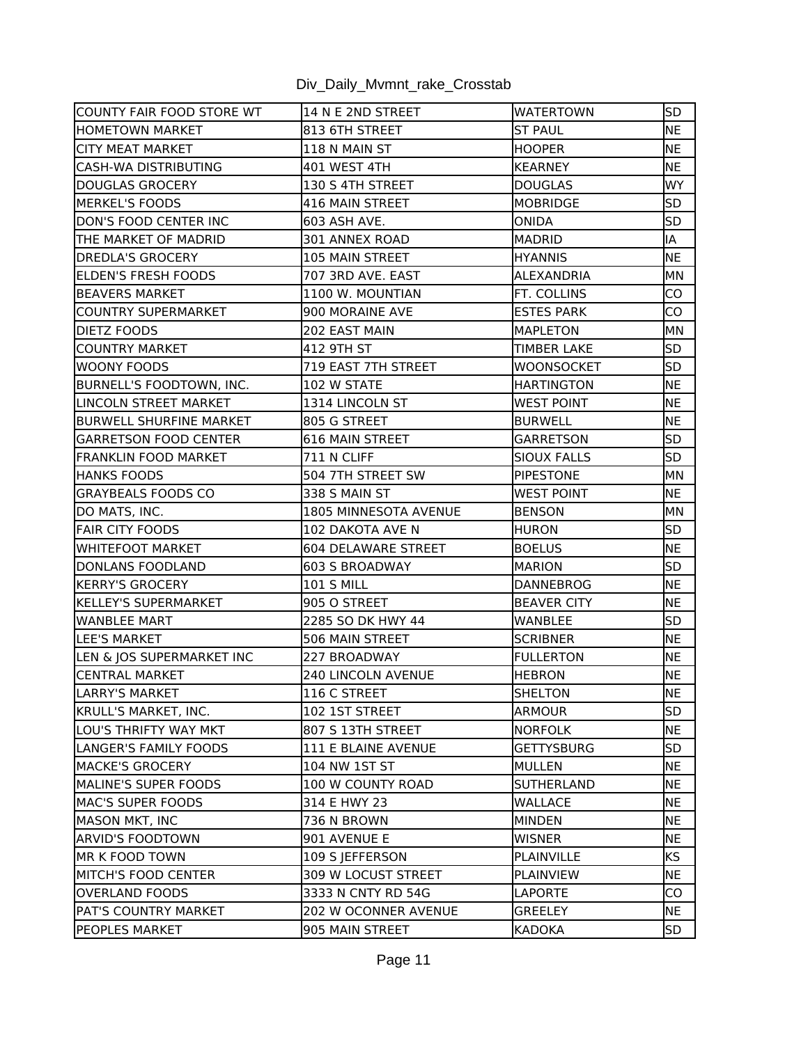Div_Daily_Mvmnt_rake_Crosstab

| | | | |
|---|---|---|---|
| COUNTY FAIR FOOD STORE WT | 14 N E 2ND STREET | WATERTOWN | SD |
| HOMETOWN MARKET | 813 6TH STREET | ST PAUL | NE |
| CITY MEAT MARKET | 118 N MAIN ST | HOOPER | NE |
| CASH-WA DISTRIBUTING | 401 WEST 4TH | KEARNEY | NE |
| DOUGLAS GROCERY | 130 S 4TH STREET | DOUGLAS | WY |
| MERKEL'S FOODS | 416 MAIN STREET | MOBRIDGE | SD |
| DON'S FOOD CENTER INC | 603 ASH AVE. | ONIDA | SD |
| THE MARKET OF MADRID | 301 ANNEX ROAD | MADRID | IA |
| DREDLA'S GROCERY | 105 MAIN STREET | HYANNIS | NE |
| ELDEN'S FRESH FOODS | 707 3RD AVE. EAST | ALEXANDRIA | MN |
| BEAVERS MARKET | 1100 W. MOUNTIAN | FT. COLLINS | CO |
| COUNTRY SUPERMARKET | 900 MORAINE AVE | ESTES PARK | CO |
| DIETZ FOODS | 202 EAST MAIN | MAPLETON | MN |
| COUNTRY MARKET | 412 9TH ST | TIMBER LAKE | SD |
| WOONY FOODS | 719 EAST 7TH STREET | WOONSOCKET | SD |
| BURNELL'S FOODTOWN, INC. | 102 W STATE | HARTINGTON | NE |
| LINCOLN STREET MARKET | 1314 LINCOLN ST | WEST POINT | NE |
| BURWELL SHURFINE MARKET | 805 G STREET | BURWELL | NE |
| GARRETSON FOOD CENTER | 616 MAIN STREET | GARRETSON | SD |
| FRANKLIN FOOD MARKET | 711 N CLIFF | SIOUX FALLS | SD |
| HANKS FOODS | 504 7TH STREET SW | PIPESTONE | MN |
| GRAYBEALS FOODS CO | 338 S MAIN ST | WEST POINT | NE |
| DO MATS, INC. | 1805 MINNESOTA AVENUE | BENSON | MN |
| FAIR CITY FOODS | 102 DAKOTA AVE N | HURON | SD |
| WHITEFOOT MARKET | 604 DELAWARE STREET | BOELUS | NE |
| DONLANS FOODLAND | 603 S BROADWAY | MARION | SD |
| KERRY'S GROCERY | 101 S MILL | DANNEBROG | NE |
| KELLEY'S SUPERMARKET | 905 O STREET | BEAVER CITY | NE |
| WANBLEE MART | 2285 SO DK HWY 44 | WANBLEE | SD |
| LEE'S MARKET | 506 MAIN STREET | SCRIBNER | NE |
| LEN & JOS SUPERMARKET INC | 227 BROADWAY | FULLERTON | NE |
| CENTRAL MARKET | 240 LINCOLN AVENUE | HEBRON | NE |
| LARRY'S MARKET | 116 C STREET | SHELTON | NE |
| KRULL'S MARKET, INC. | 102 1ST STREET | ARMOUR | SD |
| LOU'S THRIFTY WAY MKT | 807 S 13TH STREET | NORFOLK | NE |
| LANGER'S FAMILY FOODS | 111 E BLAINE AVENUE | GETTYSBURG | SD |
| MACKE'S GROCERY | 104 NW 1ST ST | MULLEN | NE |
| MALINE'S SUPER FOODS | 100 W COUNTY ROAD | SUTHERLAND | NE |
| MAC'S SUPER FOODS | 314 E HWY 23 | WALLACE | NE |
| MASON MKT, INC | 736 N BROWN | MINDEN | NE |
| ARVID'S FOODTOWN | 901 AVENUE E | WISNER | NE |
| MR K FOOD TOWN | 109 S JEFFERSON | PLAINVILLE | KS |
| MITCH'S FOOD CENTER | 309 W LOCUST STREET | PLAINVIEW | NE |
| OVERLAND FOODS | 3333 N CNTY RD 54G | LAPORTE | CO |
| PAT'S COUNTRY MARKET | 202 W OCONNER AVENUE | GREELEY | NE |
| PEOPLES MARKET | 905 MAIN STREET | KADOKA | SD |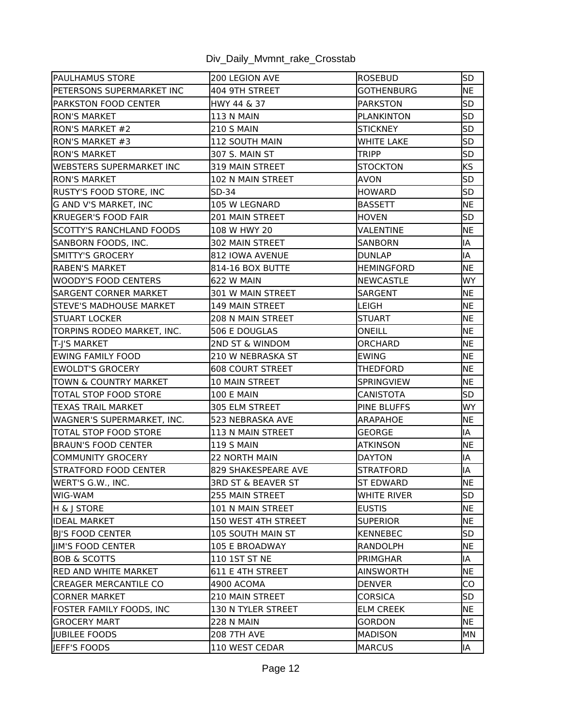# Div_Daily_Mvmnt_rake_Crosstab

| | | | |
|---|---|---|---|
| PAULHAMUS STORE | 200 LEGION AVE | ROSEBUD | SD |
| PETERSONS SUPERMARKET INC | 404 9TH STREET | GOTHENBURG | NE |
| PARKSTON FOOD CENTER | HWY 44 & 37 | PARKSTON | SD |
| RON'S MARKET | 113 N MAIN | PLANKINTON | SD |
| RON'S MARKET #2 | 210 S MAIN | STICKNEY | SD |
| RON'S MARKET #3 | 112 SOUTH MAIN | WHITE LAKE | SD |
| RON'S MARKET | 307 S. MAIN ST | TRIPP | SD |
| WEBSTERS SUPERMARKET INC | 319 MAIN STREET | STOCKTON | KS |
| RON'S MARKET | 102 N MAIN STREET | AVON | SD |
| RUSTY'S FOOD STORE, INC | SD-34 | HOWARD | SD |
| G AND V'S MARKET, INC | 105 W LEGNARD | BASSETT | NE |
| KRUEGER'S FOOD FAIR | 201 MAIN STREET | HOVEN | SD |
| SCOTTY'S RANCHLAND FOODS | 108 W HWY 20 | VALENTINE | NE |
| SANBORN FOODS, INC. | 302 MAIN STREET | SANBORN | IA |
| SMITTY'S GROCERY | 812 IOWA AVENUE | DUNLAP | IA |
| RABEN'S MARKET | 814-16 BOX BUTTE | HEMINGFORD | NE |
| WOODY'S FOOD CENTERS | 622 W MAIN | NEWCASTLE | WY |
| SARGENT CORNER MARKET | 301 W MAIN STREET | SARGENT | NE |
| STEVE'S MADHOUSE MARKET | 149 MAIN STREET | LEIGH | NE |
| STUART LOCKER | 208 N MAIN STREET | STUART | NE |
| TORPINS RODEO MARKET, INC. | 506 E DOUGLAS | ONEILL | NE |
| T-J'S MARKET | 2ND ST & WINDOM | ORCHARD | NE |
| EWING FAMILY FOOD | 210 W NEBRASKA ST | EWING | NE |
| EWOLDT'S GROCERY | 608 COURT STREET | THEDFORD | NE |
| TOWN & COUNTRY MARKET | 10 MAIN STREET | SPRINGVIEW | NE |
| TOTAL STOP FOOD STORE | 100 E MAIN | CANISTOTA | SD |
| TEXAS TRAIL MARKET | 305 ELM STREET | PINE BLUFFS | WY |
| WAGNER'S SUPERMARKET, INC. | 523 NEBRASKA AVE | ARAPAHOE | NE |
| TOTAL STOP FOOD STORE | 113 N MAIN STREET | GEORGE | IA |
| BRAUN'S FOOD CENTER | 119 S MAIN | ATKINSON | NE |
| COMMUNITY GROCERY | 22 NORTH MAIN | DAYTON | IA |
| STRATFORD FOOD CENTER | 829 SHAKESPEARE AVE | STRATFORD | IA |
| WERT'S G.W., INC. | 3RD ST & BEAVER ST | ST EDWARD | NE |
| WIG-WAM | 255 MAIN STREET | WHITE RIVER | SD |
| H & J STORE | 101 N MAIN STREET | EUSTIS | NE |
| IDEAL MARKET | 150 WEST 4TH STREET | SUPERIOR | NE |
| BJ'S FOOD CENTER | 105 SOUTH MAIN ST | KENNEBEC | SD |
| JIM'S FOOD CENTER | 105 E BROADWAY | RANDOLPH | NE |
| BOB & SCOTTS | 110 1ST ST NE | PRIMGHAR | IA |
| RED AND WHITE MARKET | 611 E 4TH STREET | AINSWORTH | NE |
| CREAGER MERCANTILE CO | 4900 ACOMA | DENVER | CO |
| CORNER MARKET | 210 MAIN STREET | CORSICA | SD |
| FOSTER FAMILY FOODS, INC | 130 N TYLER STREET | ELM CREEK | NE |
| GROCERY MART | 228 N MAIN | GORDON | NE |
| JUBILEE FOODS | 208 7TH AVE | MADISON | MN |
| JEFF'S FOODS | 110 WEST CEDAR | MARCUS | IA |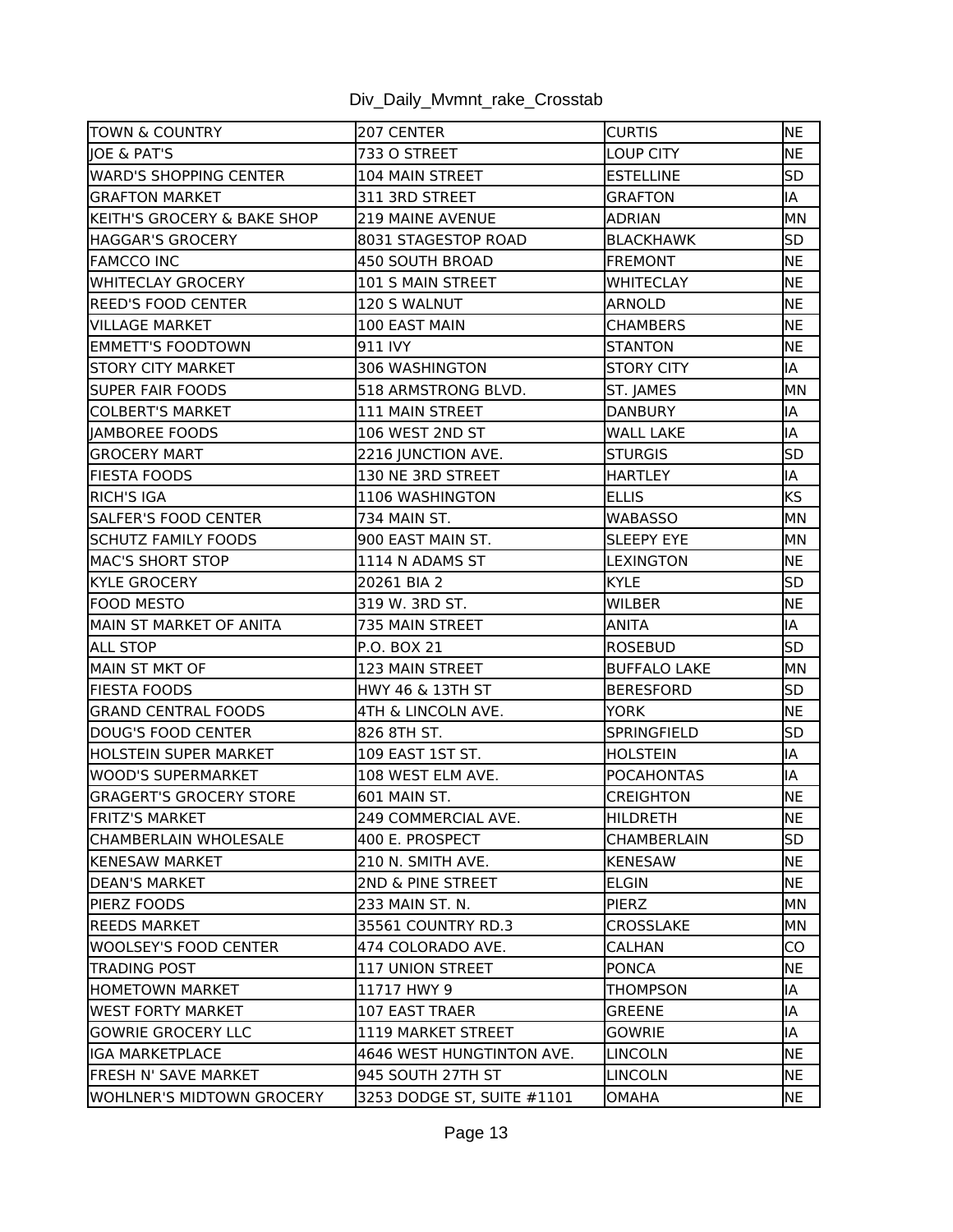Div_Daily_Mvmnt_rake_Crosstab

| | | | |
|---|---|---|---|
| TOWN & COUNTRY | 207 CENTER | CURTIS | NE |
| JOE & PAT'S | 733 O STREET | LOUP CITY | NE |
| WARD'S SHOPPING CENTER | 104 MAIN STREET | ESTELLINE | SD |
| GRAFTON MARKET | 311 3RD STREET | GRAFTON | IA |
| KEITH'S GROCERY & BAKE SHOP | 219 MAINE AVENUE | ADRIAN | MN |
| HAGGAR'S GROCERY | 8031 STAGESTOP ROAD | BLACKHAWK | SD |
| FAMCCO INC | 450 SOUTH BROAD | FREMONT | NE |
| WHITECLAY GROCERY | 101 S MAIN STREET | WHITECLAY | NE |
| REED'S FOOD CENTER | 120 S WALNUT | ARNOLD | NE |
| VILLAGE MARKET | 100 EAST MAIN | CHAMBERS | NE |
| EMMETT'S FOODTOWN | 911 IVY | STANTON | NE |
| STORY CITY MARKET | 306 WASHINGTON | STORY CITY | IA |
| SUPER FAIR FOODS | 518 ARMSTRONG BLVD. | ST. JAMES | MN |
| COLBERT'S MARKET | 111 MAIN STREET | DANBURY | IA |
| JAMBOREE FOODS | 106 WEST 2ND ST | WALL LAKE | IA |
| GROCERY MART | 2216 JUNCTION AVE. | STURGIS | SD |
| FIESTA FOODS | 130 NE 3RD STREET | HARTLEY | IA |
| RICH'S IGA | 1106 WASHINGTON | ELLIS | KS |
| SALFER'S FOOD CENTER | 734 MAIN ST. | WABASSO | MN |
| SCHUTZ FAMILY FOODS | 900 EAST MAIN ST. | SLEEPY EYE | MN |
| MAC'S SHORT STOP | 1114 N ADAMS ST | LEXINGTON | NE |
| KYLE GROCERY | 20261 BIA 2 | KYLE | SD |
| FOOD MESTO | 319 W. 3RD ST. | WILBER | NE |
| MAIN ST MARKET OF ANITA | 735 MAIN STREET | ANITA | IA |
| ALL STOP | P.O. BOX 21 | ROSEBUD | SD |
| MAIN ST MKT OF | 123 MAIN STREET | BUFFALO LAKE | MN |
| FIESTA FOODS | HWY 46 & 13TH ST | BERESFORD | SD |
| GRAND CENTRAL FOODS | 4TH & LINCOLN AVE. | YORK | NE |
| DOUG'S FOOD CENTER | 826 8TH ST. | SPRINGFIELD | SD |
| HOLSTEIN SUPER MARKET | 109 EAST 1ST ST. | HOLSTEIN | IA |
| WOOD'S SUPERMARKET | 108 WEST ELM AVE. | POCAHONTAS | IA |
| GRAGERT'S GROCERY STORE | 601 MAIN ST. | CREIGHTON | NE |
| FRITZ'S MARKET | 249 COMMERCIAL AVE. | HILDRETH | NE |
| CHAMBERLAIN WHOLESALE | 400 E. PROSPECT | CHAMBERLAIN | SD |
| KENESAW MARKET | 210 N. SMITH AVE. | KENESAW | NE |
| DEAN'S MARKET | 2ND & PINE STREET | ELGIN | NE |
| PIERZ FOODS | 233 MAIN ST. N. | PIERZ | MN |
| REEDS MARKET | 35561 COUNTRY RD.3 | CROSSLAKE | MN |
| WOOLSEY'S FOOD CENTER | 474 COLORADO AVE. | CALHAN | CO |
| TRADING POST | 117 UNION STREET | PONCA | NE |
| HOMETOWN MARKET | 11717 HWY 9 | THOMPSON | IA |
| WEST FORTY MARKET | 107 EAST TRAER | GREENE | IA |
| GOWRIE GROCERY LLC | 1119 MARKET STREET | GOWRIE | IA |
| IGA MARKETPLACE | 4646 WEST HUNGTINTON AVE. | LINCOLN | NE |
| FRESH N' SAVE MARKET | 945 SOUTH 27TH ST | LINCOLN | NE |
| WOHLNER'S MIDTOWN GROCERY | 3253 DODGE ST, SUITE #1101 | OMAHA | NE |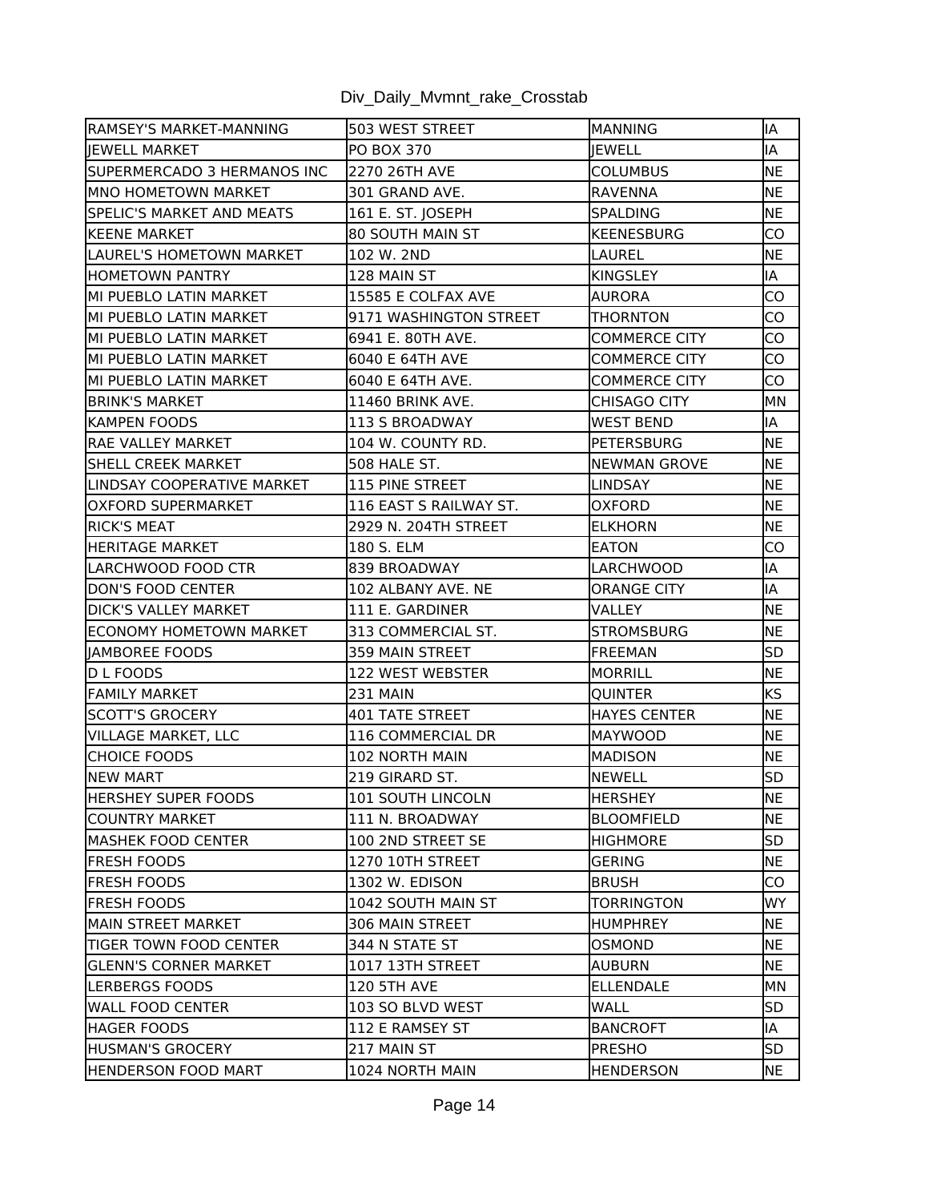Div_Daily_Mvmnt_rake_Crosstab

| | | | |
|---|---|---|---|
| RAMSEY'S MARKET-MANNING | 503 WEST STREET | MANNING | IA |
| JEWELL MARKET | PO BOX 370 | JEWELL | IA |
| SUPERMERCADO 3 HERMANOS INC | 2270 26TH AVE | COLUMBUS | NE |
| MNO HOMETOWN MARKET | 301 GRAND AVE. | RAVENNA | NE |
| SPELIC'S MARKET AND MEATS | 161 E. ST. JOSEPH | SPALDING | NE |
| KEENE MARKET | 80 SOUTH MAIN ST | KEENESBURG | CO |
| LAUREL'S HOMETOWN MARKET | 102 W. 2ND | LAUREL | NE |
| HOMETOWN PANTRY | 128 MAIN ST | KINGSLEY | IA |
| MI PUEBLO LATIN MARKET | 15585 E COLFAX AVE | AURORA | CO |
| MI PUEBLO LATIN MARKET | 9171 WASHINGTON STREET | THORNTON | CO |
| MI PUEBLO LATIN MARKET | 6941 E. 80TH AVE. | COMMERCE CITY | CO |
| MI PUEBLO LATIN MARKET | 6040 E 64TH AVE | COMMERCE CITY | CO |
| MI PUEBLO LATIN MARKET | 6040 E 64TH AVE. | COMMERCE CITY | CO |
| BRINK'S MARKET | 11460 BRINK AVE. | CHISAGO CITY | MN |
| KAMPEN FOODS | 113 S BROADWAY | WEST BEND | IA |
| RAE VALLEY MARKET | 104 W. COUNTY RD. | PETERSBURG | NE |
| SHELL CREEK MARKET | 508 HALE ST. | NEWMAN GROVE | NE |
| LINDSAY COOPERATIVE MARKET | 115 PINE STREET | LINDSAY | NE |
| OXFORD SUPERMARKET | 116 EAST S RAILWAY ST. | OXFORD | NE |
| RICK'S MEAT | 2929 N. 204TH STREET | ELKHORN | NE |
| HERITAGE MARKET | 180 S. ELM | EATON | CO |
| LARCHWOOD FOOD CTR | 839 BROADWAY | LARCHWOOD | IA |
| DON'S FOOD CENTER | 102 ALBANY AVE. NE | ORANGE CITY | IA |
| DICK'S VALLEY MARKET | 111 E. GARDINER | VALLEY | NE |
| ECONOMY HOMETOWN MARKET | 313 COMMERCIAL ST. | STROMSBURG | NE |
| JAMBOREE FOODS | 359 MAIN STREET | FREEMAN | SD |
| D L FOODS | 122 WEST WEBSTER | MORRILL | NE |
| FAMILY MARKET | 231 MAIN | QUINTER | KS |
| SCOTT'S GROCERY | 401 TATE STREET | HAYES CENTER | NE |
| VILLAGE MARKET, LLC | 116 COMMERCIAL DR | MAYWOOD | NE |
| CHOICE FOODS | 102 NORTH MAIN | MADISON | NE |
| NEW MART | 219 GIRARD ST. | NEWELL | SD |
| HERSHEY SUPER FOODS | 101 SOUTH LINCOLN | HERSHEY | NE |
| COUNTRY MARKET | 111 N. BROADWAY | BLOOMFIELD | NE |
| MASHEK FOOD CENTER | 100 2ND STREET SE | HIGHMORE | SD |
| FRESH FOODS | 1270 10TH STREET | GERING | NE |
| FRESH FOODS | 1302 W. EDISON | BRUSH | CO |
| FRESH FOODS | 1042 SOUTH MAIN ST | TORRINGTON | WY |
| MAIN STREET MARKET | 306 MAIN STREET | HUMPHREY | NE |
| TIGER TOWN FOOD CENTER | 344 N STATE ST | OSMOND | NE |
| GLENN'S CORNER MARKET | 1017 13TH STREET | AUBURN | NE |
| LERBERGS FOODS | 120 5TH AVE | ELLENDALE | MN |
| WALL FOOD CENTER | 103 SO BLVD WEST | WALL | SD |
| HAGER FOODS | 112 E RAMSEY ST | BANCROFT | IA |
| HUSMAN'S GROCERY | 217 MAIN ST | PRESHO | SD |
| HENDERSON FOOD MART | 1024 NORTH MAIN | HENDERSON | NE |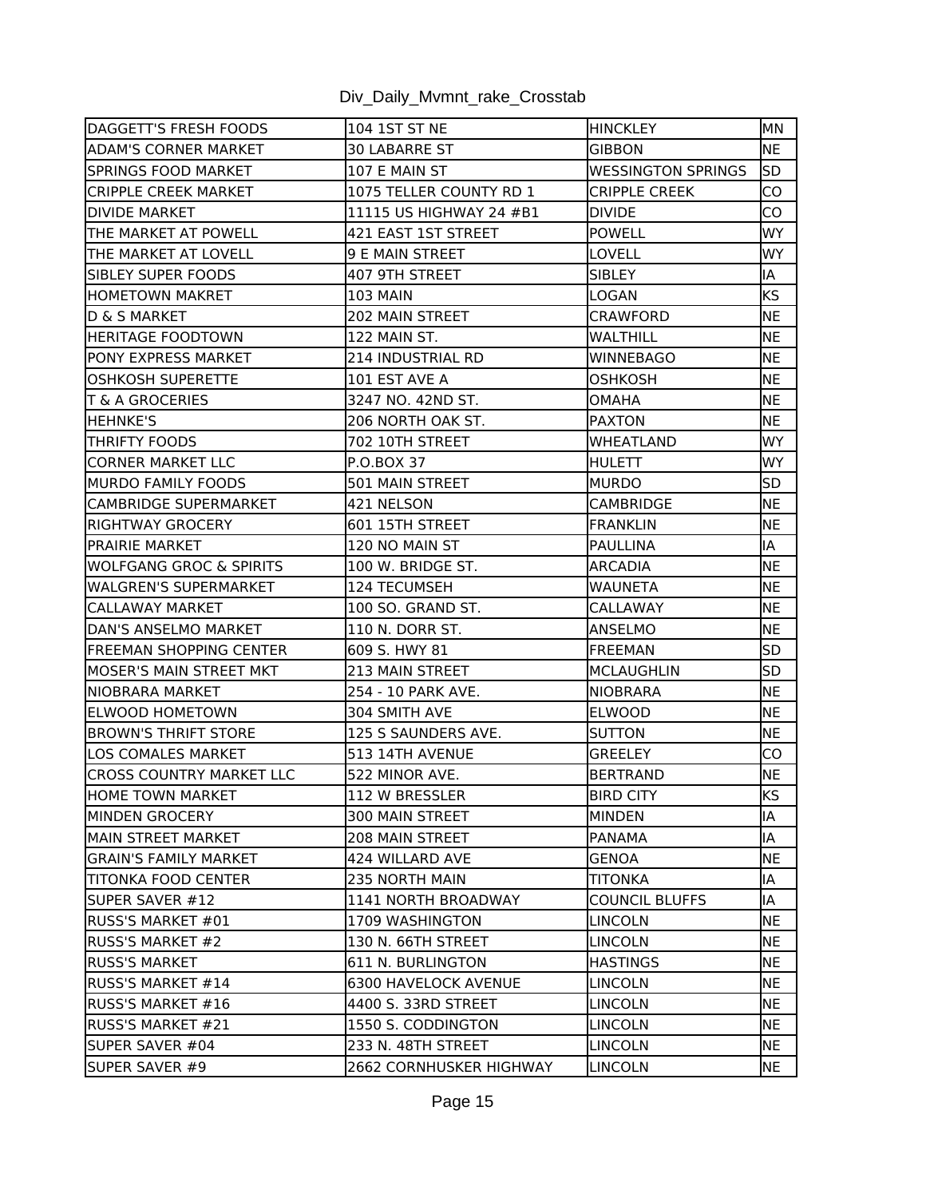Div_Daily_Mvmnt_rake_Crosstab

| | | | |
|---|---|---|---|
| DAGGETT'S FRESH FOODS | 104 1ST ST NE | HINCKLEY | MN |
| ADAM'S CORNER MARKET | 30 LABARRE ST | GIBBON | NE |
| SPRINGS FOOD MARKET | 107 E MAIN ST | WESSINGTON SPRINGS | SD |
| CRIPPLE CREEK MARKET | 1075 TELLER COUNTY RD 1 | CRIPPLE CREEK | CO |
| DIVIDE MARKET | 11115 US HIGHWAY 24 #B1 | DIVIDE | CO |
| THE MARKET AT POWELL | 421 EAST 1ST STREET | POWELL | WY |
| THE MARKET AT LOVELL | 9 E MAIN STREET | LOVELL | WY |
| SIBLEY SUPER FOODS | 407 9TH STREET | SIBLEY | IA |
| HOMETOWN MAKRET | 103 MAIN | LOGAN | KS |
| D & S MARKET | 202 MAIN STREET | CRAWFORD | NE |
| HERITAGE FOODTOWN | 122 MAIN ST. | WALTHILL | NE |
| PONY EXPRESS MARKET | 214 INDUSTRIAL RD | WINNEBAGO | NE |
| OSHKOSH SUPERETTE | 101 EST AVE A | OSHKOSH | NE |
| T & A GROCERIES | 3247 NO. 42ND ST. | OMAHA | NE |
| HEHNKE'S | 206 NORTH OAK ST. | PAXTON | NE |
| THRIFTY FOODS | 702 10TH STREET | WHEATLAND | WY |
| CORNER MARKET LLC | P.O.BOX 37 | HULETT | WY |
| MURDO FAMILY FOODS | 501 MAIN STREET | MURDO | SD |
| CAMBRIDGE SUPERMARKET | 421 NELSON | CAMBRIDGE | NE |
| RIGHTWAY GROCERY | 601 15TH STREET | FRANKLIN | NE |
| PRAIRIE MARKET | 120 NO MAIN ST | PAULLINA | IA |
| WOLFGANG GROC & SPIRITS | 100 W. BRIDGE ST. | ARCADIA | NE |
| WALGREN'S SUPERMARKET | 124 TECUMSEH | WAUNETA | NE |
| CALLAWAY MARKET | 100 SO. GRAND ST. | CALLAWAY | NE |
| DAN'S ANSELMO MARKET | 110 N. DORR ST. | ANSELMO | NE |
| FREEMAN SHOPPING CENTER | 609 S. HWY 81 | FREEMAN | SD |
| MOSER'S MAIN STREET MKT | 213 MAIN STREET | MCLAUGHLIN | SD |
| NIOBRARA MARKET | 254 - 10 PARK AVE. | NIOBRARA | NE |
| ELWOOD HOMETOWN | 304 SMITH AVE | ELWOOD | NE |
| BROWN'S THRIFT STORE | 125 S SAUNDERS AVE. | SUTTON | NE |
| LOS COMALES MARKET | 513 14TH AVENUE | GREELEY | CO |
| CROSS COUNTRY MARKET LLC | 522 MINOR AVE. | BERTRAND | NE |
| HOME TOWN MARKET | 112 W BRESSLER | BIRD CITY | KS |
| MINDEN GROCERY | 300 MAIN STREET | MINDEN | IA |
| MAIN STREET MARKET | 208 MAIN STREET | PANAMA | IA |
| GRAIN'S FAMILY MARKET | 424 WILLARD AVE | GENOA | NE |
| TITONKA FOOD CENTER | 235 NORTH MAIN | TITONKA | IA |
| SUPER SAVER #12 | 1141 NORTH BROADWAY | COUNCIL BLUFFS | IA |
| RUSS'S MARKET #01 | 1709 WASHINGTON | LINCOLN | NE |
| RUSS'S MARKET #2 | 130 N. 66TH STREET | LINCOLN | NE |
| RUSS'S MARKET | 611 N. BURLINGTON | HASTINGS | NE |
| RUSS'S MARKET #14 | 6300 HAVELOCK AVENUE | LINCOLN | NE |
| RUSS'S MARKET #16 | 4400 S. 33RD STREET | LINCOLN | NE |
| RUSS'S MARKET #21 | 1550 S. CODDINGTON | LINCOLN | NE |
| SUPER SAVER #04 | 233 N. 48TH STREET | LINCOLN | NE |
| SUPER SAVER #9 | 2662 CORNHUSKER HIGHWAY | LINCOLN | NE |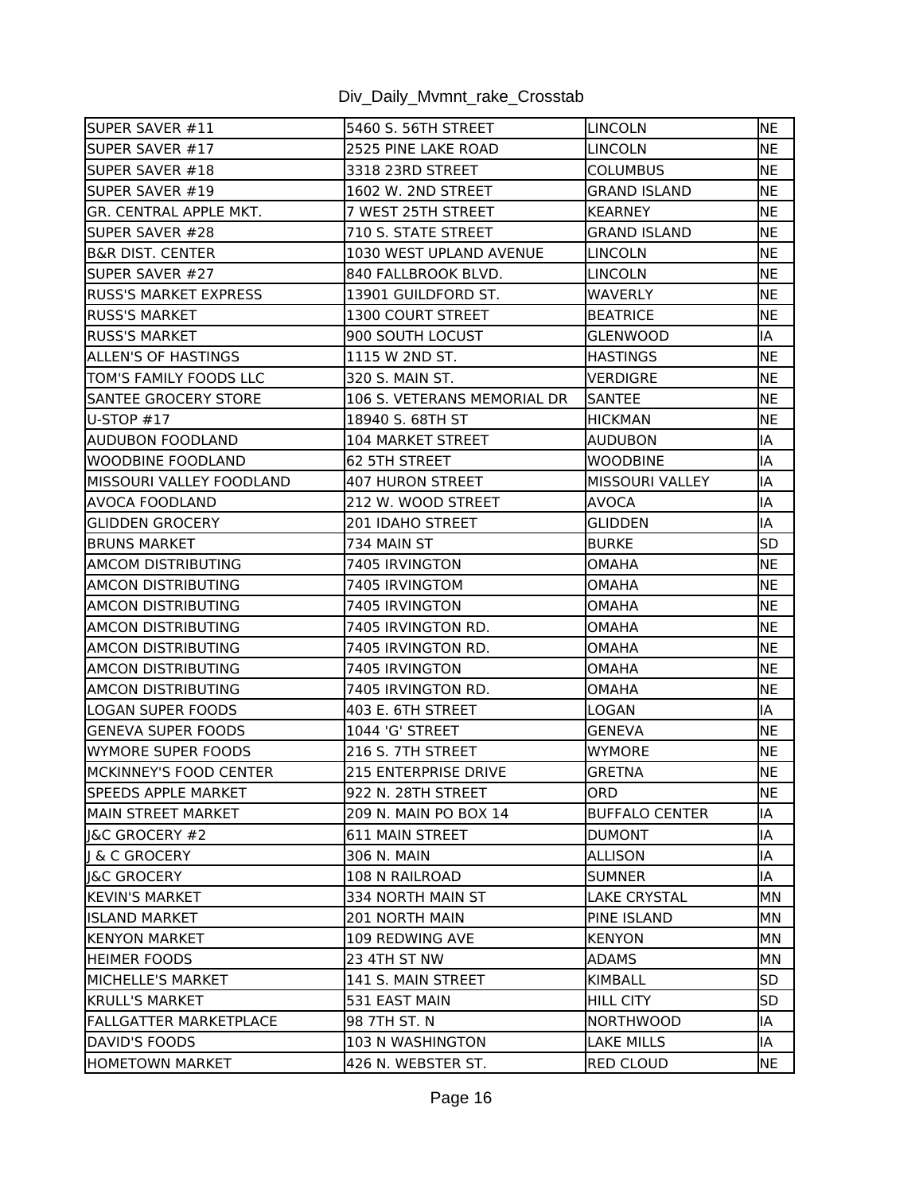| | | | |
|---|---|---|---|
| SUPER SAVER #11 | 5460 S. 56TH STREET | LINCOLN | NE |
| SUPER SAVER #17 | 2525 PINE LAKE ROAD | LINCOLN | NE |
| SUPER SAVER #18 | 3318 23RD STREET | COLUMBUS | NE |
| SUPER SAVER #19 | 1602 W. 2ND STREET | GRAND ISLAND | NE |
| GR. CENTRAL APPLE MKT. | 7 WEST 25TH STREET | KEARNEY | NE |
| SUPER SAVER #28 | 710 S. STATE STREET | GRAND ISLAND | NE |
| B&R DIST. CENTER | 1030 WEST UPLAND AVENUE | LINCOLN | NE |
| SUPER SAVER #27 | 840 FALLBROOK BLVD. | LINCOLN | NE |
| RUSS'S MARKET EXPRESS | 13901 GUILDFORD ST. | WAVERLY | NE |
| RUSS'S MARKET | 1300 COURT STREET | BEATRICE | NE |
| RUSS'S MARKET | 900 SOUTH LOCUST | GLENWOOD | IA |
| ALLEN'S OF HASTINGS | 1115 W 2ND ST. | HASTINGS | NE |
| TOM'S FAMILY FOODS LLC | 320 S. MAIN ST. | VERDIGRE | NE |
| SANTEE GROCERY STORE | 106 S. VETERANS MEMORIAL DR | SANTEE | NE |
| U-STOP #17 | 18940 S. 68TH ST | HICKMAN | NE |
| AUDUBON FOODLAND | 104 MARKET STREET | AUDUBON | IA |
| WOODBINE FOODLAND | 62 5TH STREET | WOODBINE | IA |
| MISSOURI VALLEY FOODLAND | 407 HURON STREET | MISSOURI VALLEY | IA |
| AVOCA FOODLAND | 212 W. WOOD STREET | AVOCA | IA |
| GLIDDEN GROCERY | 201 IDAHO STREET | GLIDDEN | IA |
| BRUNS MARKET | 734 MAIN ST | BURKE | SD |
| AMCOM DISTRIBUTING | 7405 IRVINGTON | OMAHA | NE |
| AMCON DISTRIBUTING | 7405 IRVINGTOM | OMAHA | NE |
| AMCON DISTRIBUTING | 7405 IRVINGTON | OMAHA | NE |
| AMCON DISTRIBUTING | 7405 IRVINGTON RD. | OMAHA | NE |
| AMCON DISTRIBUTING | 7405 IRVINGTON RD. | OMAHA | NE |
| AMCON DISTRIBUTING | 7405 IRVINGTON | OMAHA | NE |
| AMCON DISTRIBUTING | 7405 IRVINGTON RD. | OMAHA | NE |
| LOGAN SUPER FOODS | 403 E. 6TH STREET | LOGAN | IA |
| GENEVA SUPER FOODS | 1044 'G' STREET | GENEVA | NE |
| WYMORE SUPER FOODS | 216 S. 7TH STREET | WYMORE | NE |
| MCKINNEY'S FOOD CENTER | 215 ENTERPRISE DRIVE | GRETNA | NE |
| SPEEDS APPLE MARKET | 922 N. 28TH STREET | ORD | NE |
| MAIN STREET MARKET | 209 N. MAIN PO BOX 14 | BUFFALO CENTER | IA |
| J&C GROCERY #2 | 611 MAIN STREET | DUMONT | IA |
| J & C GROCERY | 306 N. MAIN | ALLISON | IA |
| J&C GROCERY | 108 N RAILROAD | SUMNER | IA |
| KEVIN'S MARKET | 334 NORTH MAIN ST | LAKE CRYSTAL | MN |
| ISLAND MARKET | 201 NORTH MAIN | PINE ISLAND | MN |
| KENYON MARKET | 109 REDWING AVE | KENYON | MN |
| HEIMER FOODS | 23 4TH ST NW | ADAMS | MN |
| MICHELLE'S MARKET | 141 S. MAIN STREET | KIMBALL | SD |
| KRULL'S MARKET | 531 EAST MAIN | HILL CITY | SD |
| FALLGATTER MARKETPLACE | 98 7TH ST. N | NORTHWOOD | IA |
| DAVID'S FOODS | 103 N WASHINGTON | LAKE MILLS | IA |
| HOMETOWN MARKET | 426 N. WEBSTER ST. | RED CLOUD | NE |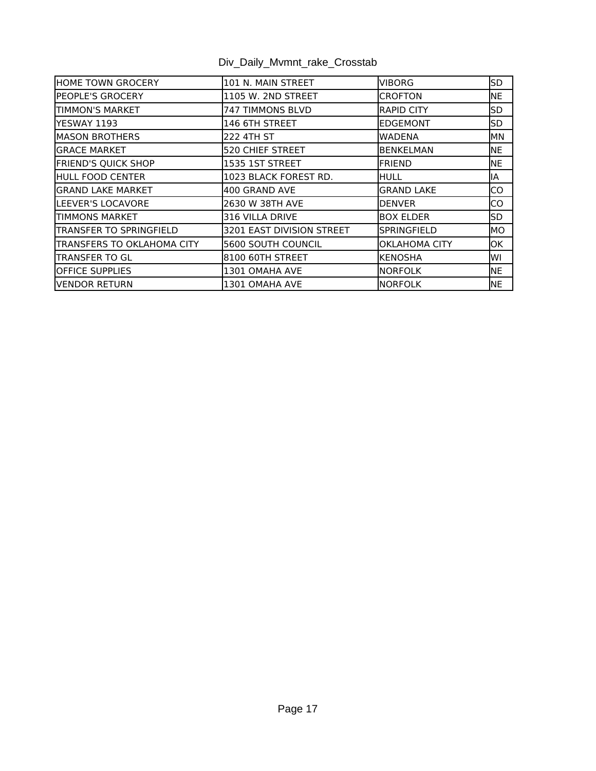Div_Daily_Mvmnt_rake_Crosstab

| | | | |
|---|---|---|---|
| HOME TOWN GROCERY | 101 N. MAIN STREET | VIBORG | SD |
| PEOPLE'S GROCERY | 1105 W. 2ND STREET | CROFTON | NE |
| TIMMON'S MARKET | 747 TIMMONS BLVD | RAPID CITY | SD |
| YESWAY 1193 | 146 6TH STREET | EDGEMONT | SD |
| MASON BROTHERS | 222 4TH ST | WADENA | MN |
| GRACE MARKET | 520 CHIEF STREET | BENKELMAN | NE |
| FRIEND'S QUICK SHOP | 1535 1ST STREET | FRIEND | NE |
| HULL FOOD CENTER | 1023 BLACK FOREST RD. | HULL | IA |
| GRAND LAKE MARKET | 400 GRAND AVE | GRAND LAKE | CO |
| LEEVER'S LOCAVORE | 2630 W 38TH AVE | DENVER | CO |
| TIMMONS MARKET | 316 VILLA DRIVE | BOX ELDER | SD |
| TRANSFER TO SPRINGFIELD | 3201 EAST DIVISION STREET | SPRINGFIELD | MO |
| TRANSFERS TO OKLAHOMA CITY | 5600 SOUTH COUNCIL | OKLAHOMA CITY | OK |
| TRANSFER TO GL | 8100 60TH STREET | KENOSHA | WI |
| OFFICE SUPPLIES | 1301 OMAHA AVE | NORFOLK | NE |
| VENDOR RETURN | 1301 OMAHA AVE | NORFOLK | NE |